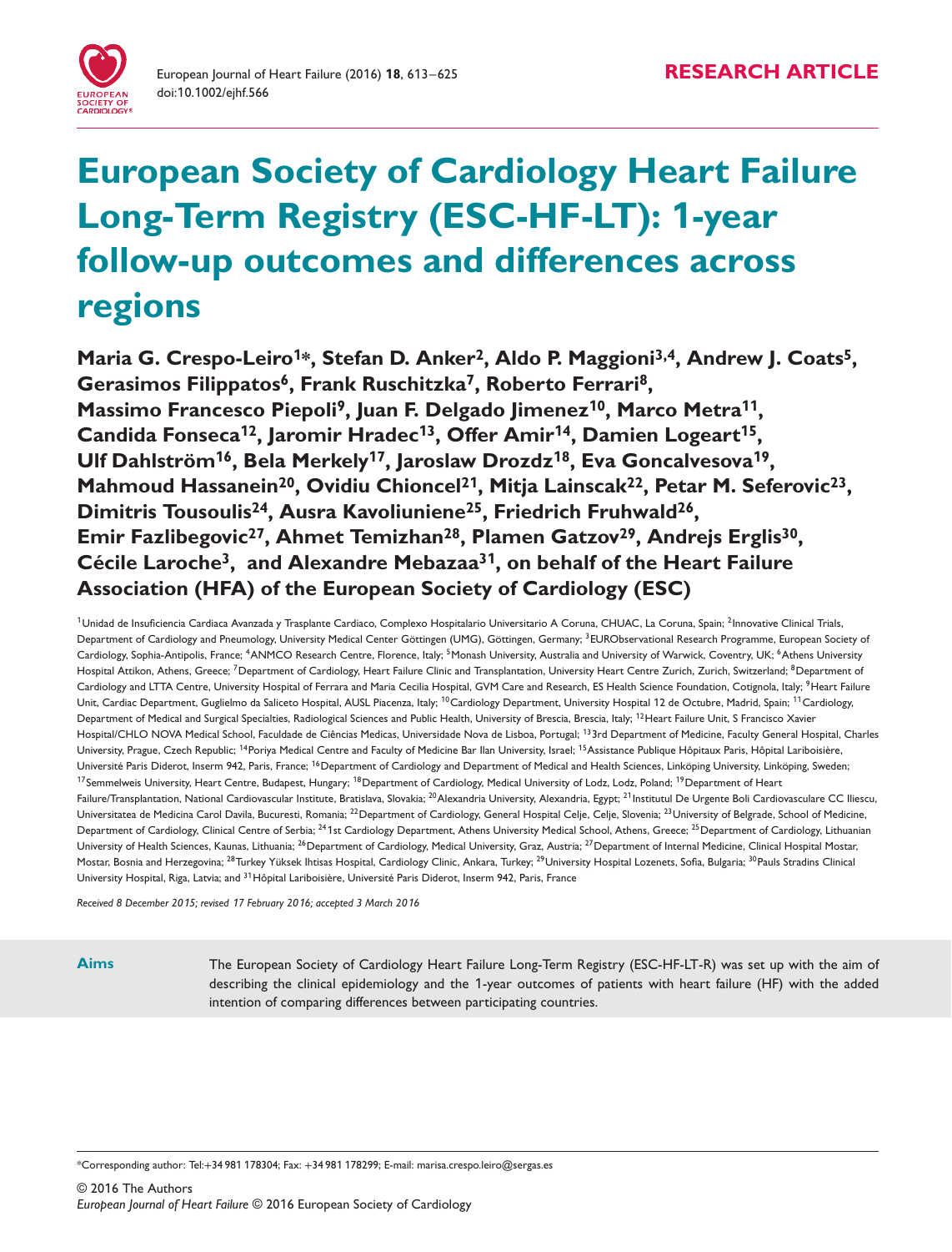RESEARCH ARTICLE

# European Society of Cardiology Heart Failure Long-Term Registry (ESC-HF-LT): 1-year follow-up outcomes and differences across regions

**Maria G. Crespo-Leiro[1]*, Stefan D. Anker[2], Aldo P. Maggioni[3,4], Andrew J. Coats[5], Gerasimos Filippatos[6], Frank Ruschitzka[7], Roberto Ferrari[8], Massimo Francesco Piepoli[9], Juan F. Delgado Jimenez[10], Marco Metra[11], Candida Fonseca[12], Jaromir Hradec[13], Offer Amir[14], Damien Logeart[15], Ulf Dahlström[16], Bela Merkely[17], Jaroslaw Drozdz[18], Eva Goncalvesova[19], Mahmoud Hassanein[20], Ovidiu Chioncel[21], Mitja Lainscak[22], Petar M. Seferovic[23], Dimitris Tousoulis[24], Ausra Kavoliuniene[25], Friedrich Fruhwald[26], Emir Fazlibegovic[27], Ahmet Temizhan[28], Plamen Gatzov[29], Andrejs Erglis[30], Cécile Laroche[3], and Alexandre Mebazaa[31], on behalf of the Heart Failure Association (HFA) of the European Society of Cardiology (ESC)**

[1]Unidad de Insuficiencia Cardiaca Avanzada y Trasplante Cardiaco, Complexo Hospitalario Universitario A Coruna, CHUAC, La Coruna, Spain; [2]Innovative Clinical Trials, Department of Cardiology and Pneumology, University Medical Center Göttingen (UMG), Göttingen, Germany; [3]EURObservational Research Programme, European Society of Cardiology, Sophia-Antipolis, France; [4]ANMCO Research Centre, Florence, Italy; [5]Monash University, Australia and University of Warwick, Coventry, UK; [6]Athens University Hospital Attikon, Athens, Greece; [7]Department of Cardiology, Heart Failure Clinic and Transplantation, University Heart Centre Zurich, Zurich, Switzerland; [8]Department of Cardiology and LTTA Centre, University Hospital of Ferrara and Maria Cecilia Hospital, GVM Care and Research, ES Health Science Foundation, Cotignola, Italy; [9]Heart Failure Unit, Cardiac Department, Guglielmo da Saliceto Hospital, AUSL Piacenza, Italy; [10]Cardiology Department, University Hospital 12 de Octubre, Madrid, Spain; [11]Cardiology, Department of Medical and Surgical Specialties, Radiological Sciences and Public Health, University of Brescia, Brescia, Italy; [12]Heart Failure Unit, S Francisco Xavier Hospital/CHLO NOVA Medical School, Faculdade de Ciências Medicas, Universidade Nova de Lisboa, Portugal; [13]3rd Department of Medicine, Faculty General Hospital, Charles University, Prague, Czech Republic; [14]Poriya Medical Centre and Faculty of Medicine Bar Ilan University, Israel; [15]Assistance Publique Hôpitaux Paris, Hôpital Lariboisière, Université Paris Diderot, Inserm 942, Paris, France; [16]Department of Cardiology and Department of Medical and Health Sciences, Linköping University, Linköping, Sweden; [17]Semmelweis University, Heart Centre, Budapest, Hungary; [18]Department of Cardiology, Medical University of Lodz, Lodz, Poland; [19]Department of Heart Failure/Transplantation, National Cardiovascular Institute, Bratislava, Slovakia; [20]Alexandria University, Alexandria, Egypt; [21]Institutul De Urgente Boli Cardiovasculare CC Iliescu, Universitatea de Medicina Carol Davila, Bucuresti, Romania; [22]Department of Cardiology, General Hospital Celje, Celje, Slovenia; [23]University of Belgrade, School of Medicine, Department of Cardiology, Clinical Centre of Serbia; [24]1st Cardiology Department, Athens University Medical School, Athens, Greece; [25]Department of Cardiology, Lithuanian University of Health Sciences, Kaunas, Lithuania; [26]Department of Cardiology, Medical University, Graz, Austria; [27]Department of Internal Medicine, Clinical Hospital Mostar, Mostar, Bosnia and Herzegovina; [28]Turkey Yüksek Ihtisas Hospital, Cardiology Clinic, Ankara, Turkey; [29]University Hospital Lozenets, Sofia, Bulgaria; [30]Pauls Stradins Clinical University Hospital, Riga, Latvia; and [31]Hôpital Lariboisière, Université Paris Diderot, Inserm 942, Paris, France

*Received 8 December 2015; revised 17 February 2016; accepted 3 March 2016*

**Aims** The European Society of Cardiology Heart Failure Long-Term Registry (ESC-HF-LT-R) was set up with the aim of describing the clinical epidemiology and the 1-year outcomes of patients with heart failure (HF) with the added intention of comparing differences between participating countries.

*Corresponding author: Tel:+34 981 178304; Fax: +34 981 178299; E-mail: marisa.crespo.leiro@sergas.es

© 2016 The Authors
*European Journal of Heart Failure* © 2016 European Society of Cardiology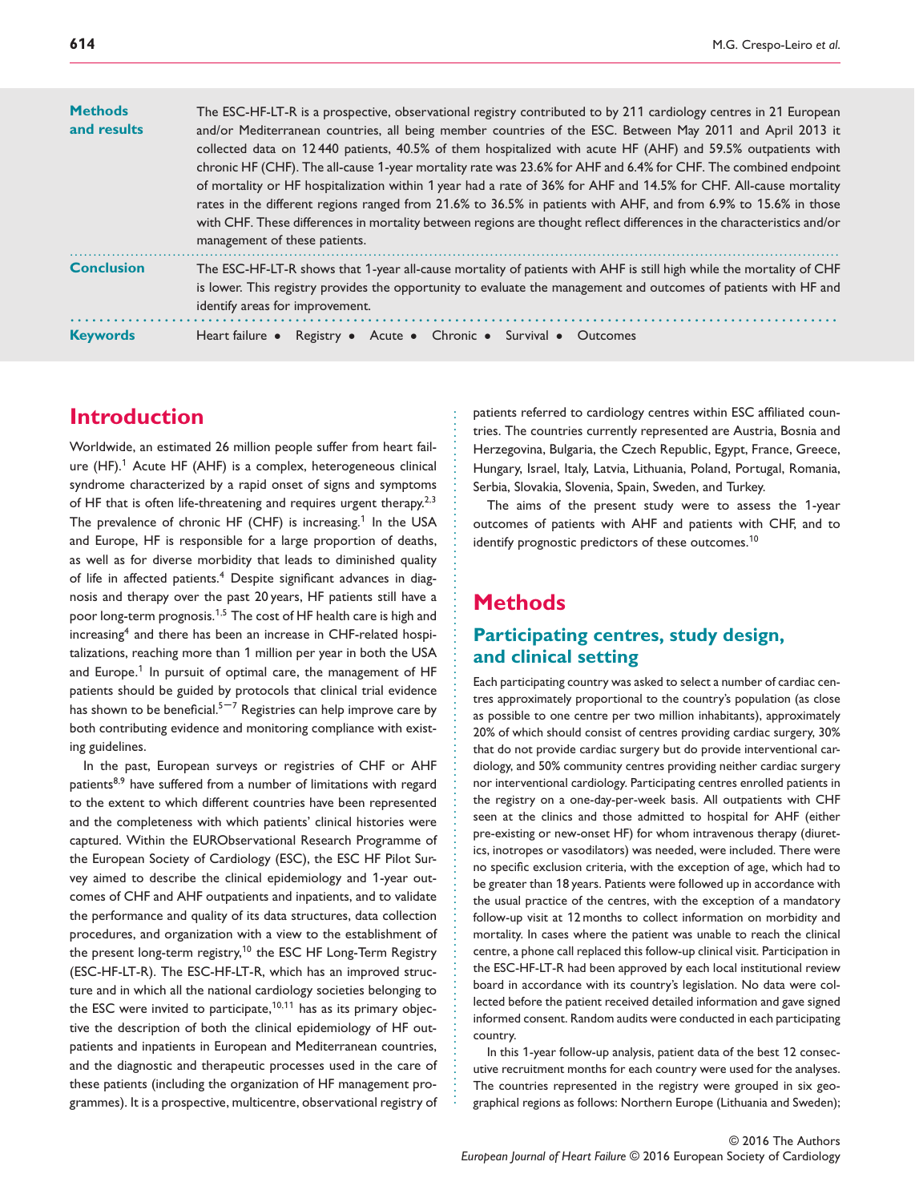**Methods and results**

The ESC-HF-LT-R is a prospective, observational registry contributed to by 211 cardiology centres in 21 European and/or Mediterranean countries, all being member countries of the ESC. Between May 2011 and April 2013 it collected data on 12 440 patients, 40.5% of them hospitalized with acute HF (AHF) and 59.5% outpatients with chronic HF (CHF). The all-cause 1-year mortality rate was 23.6% for AHF and 6.4% for CHF. The combined endpoint of mortality or HF hospitalization within 1 year had a rate of 36% for AHF and 14.5% for CHF. All-cause mortality rates in the different regions ranged from 21.6% to 36.5% in patients with AHF, and from 6.9% to 15.6% in those with CHF. These differences in mortality between regions are thought reflect differences in the characteristics and/or management of these patients.

**Conclusion**

The ESC-HF-LT-R shows that 1-year all-cause mortality of patients with AHF is still high while the mortality of CHF is lower. This registry provides the opportunity to evaluate the management and outcomes of patients with HF and identify areas for improvement.

**Keywords**

Heart failure • Registry • Acute • Chronic • Survival • Outcomes

# Introduction

Worldwide, an estimated 26 million people suffer from heart failure (HF).[1] Acute HF (AHF) is a complex, heterogeneous clinical syndrome characterized by a rapid onset of signs and symptoms of HF that is often life-threatening and requires urgent therapy.[2,3] The prevalence of chronic HF (CHF) is increasing.[1] In the USA and Europe, HF is responsible for a large proportion of deaths, as well as for diverse morbidity that leads to diminished quality of life in affected patients.[4] Despite significant advances in diagnosis and therapy over the past 20 years, HF patients still have a poor long-term prognosis.[1,5] The cost of HF health care is high and increasing[4] and there has been an increase in CHF-related hospitalizations, reaching more than 1 million per year in both the USA and Europe.[1] In pursuit of optimal care, the management of HF patients should be guided by protocols that clinical trial evidence has shown to be beneficial.[5–7] Registries can help improve care by both contributing evidence and monitoring compliance with existing guidelines.

In the past, European surveys or registries of CHF or AHF patients[8,9] have suffered from a number of limitations with regard to the extent to which different countries have been represented and the completeness with which patients' clinical histories were captured. Within the EURObservational Research Programme of the European Society of Cardiology (ESC), the ESC HF Pilot Survey aimed to describe the clinical epidemiology and 1-year outcomes of CHF and AHF outpatients and inpatients, and to validate the performance and quality of its data structures, data collection procedures, and organization with a view to the establishment of the present long-term registry,[10] the ESC HF Long-Term Registry (ESC-HF-LT-R). The ESC-HF-LT-R, which has an improved structure and in which all the national cardiology societies belonging to the ESC were invited to participate,[10,11] has as its primary objective the description of both the clinical epidemiology of HF outpatients and inpatients in European and Mediterranean countries, and the diagnostic and therapeutic processes used in the care of these patients (including the organization of HF management programmes). It is a prospective, multicentre, observational registry of patients referred to cardiology centres within ESC affiliated countries. The countries currently represented are Austria, Bosnia and Herzegovina, Bulgaria, the Czech Republic, Egypt, France, Greece, Hungary, Israel, Italy, Latvia, Lithuania, Poland, Portugal, Romania, Serbia, Slovakia, Slovenia, Spain, Sweden, and Turkey.

The aims of the present study were to assess the 1-year outcomes of patients with AHF and patients with CHF, and to identify prognostic predictors of these outcomes.[10]

# Methods

## Participating centres, study design, and clinical setting

Each participating country was asked to select a number of cardiac centres approximately proportional to the country's population (as close as possible to one centre per two million inhabitants), approximately 20% of which should consist of centres providing cardiac surgery, 30% that do not provide cardiac surgery but do provide interventional cardiology, and 50% community centres providing neither cardiac surgery nor interventional cardiology. Participating centres enrolled patients in the registry on a one-day-per-week basis. All outpatients with CHF seen at the clinics and those admitted to hospital for AHF (either pre-existing or new-onset HF) for whom intravenous therapy (diuretics, inotropes or vasodilators) was needed, were included. There were no specific exclusion criteria, with the exception of age, which had to be greater than 18 years. Patients were followed up in accordance with the usual practice of the centres, with the exception of a mandatory follow-up visit at 12 months to collect information on morbidity and mortality. In cases where the patient was unable to reach the clinical centre, a phone call replaced this follow-up clinical visit. Participation in the ESC-HF-LT-R had been approved by each local institutional review board in accordance with its country's legislation. No data were collected before the patient received detailed information and gave signed informed consent. Random audits were conducted in each participating country.

In this 1-year follow-up analysis, patient data of the best 12 consecutive recruitment months for each country were used for the analyses. The countries represented in the registry were grouped in six geographical regions as follows: Northern Europe (Lithuania and Sweden);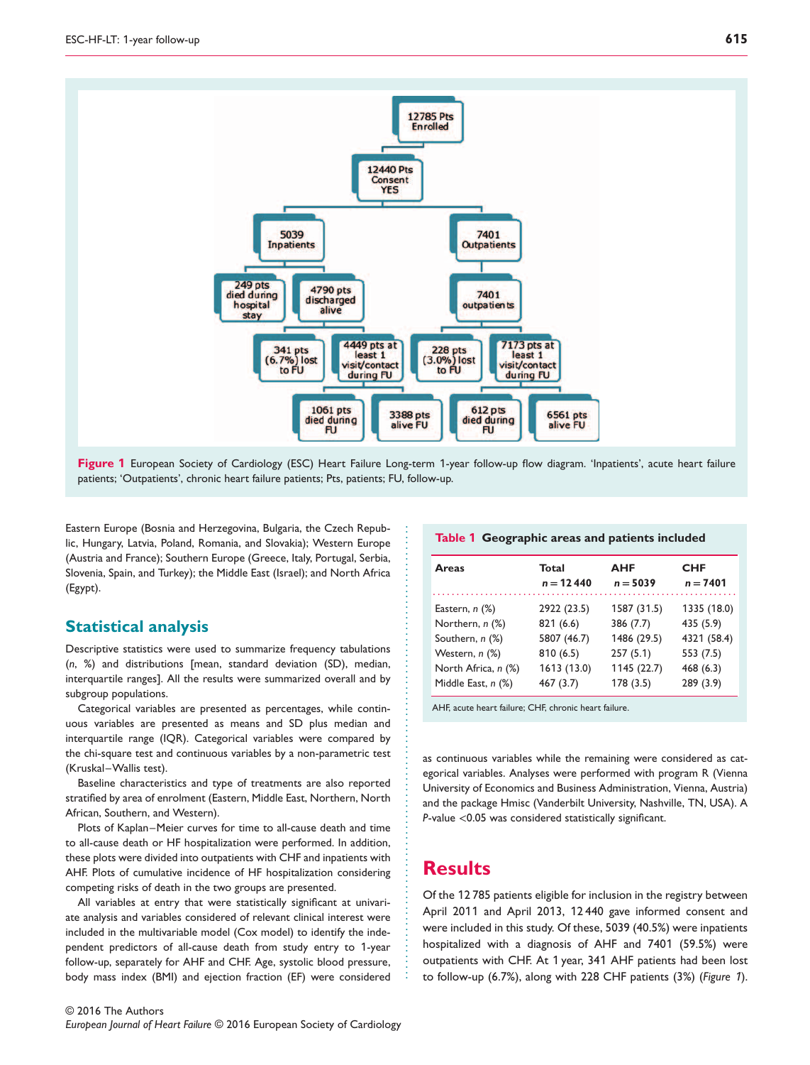12785 Pts Enrolled

12440 Pts Consent YES

5039 Inpatients

7401 Outpatients

249 pts died during hospital stay

4790 pts discharged alive

7401 outpatients

341 pts (6.7%) lost to FU

4449 pts at least 1 visit/contact during FU

228 pts (3.0%) lost to FU

7173 pts at least 1 visit/contact during FU

1061 pts died during FU

3388 pts alive FU

612 pts died during FU

6561 pts alive FU

**Figure 1** European Society of Cardiology (ESC) Heart Failure Long-term 1-year follow-up flow diagram. 'Inpatients', acute heart failure patients; 'Outpatients', chronic heart failure patients; Pts, patients; FU, follow-up.

Eastern Europe (Bosnia and Herzegovina, Bulgaria, the Czech Republic, Hungary, Latvia, Poland, Romania, and Slovakia); Western Europe (Austria and France); Southern Europe (Greece, Italy, Portugal, Serbia, Slovenia, Spain, and Turkey); the Middle East (Israel); and North Africa (Egypt).

## Statistical analysis

Descriptive statistics were used to summarize frequency tabulations (*n*, %) and distributions [mean, standard deviation (SD), median, interquartile ranges]. All the results were summarized overall and by subgroup populations.

Categorical variables are presented as percentages, while continuous variables are presented as means and SD plus median and interquartile range (IQR). Categorical variables were compared by the chi-square test and continuous variables by a non-parametric test (Kruskal–Wallis test).

Baseline characteristics and type of treatments are also reported stratified by area of enrolment (Eastern, Middle East, Northern, North African, Southern, and Western).

Plots of Kaplan–Meier curves for time to all-cause death and time to all-cause death or HF hospitalization were performed. In addition, these plots were divided into outpatients with CHF and inpatients with AHF. Plots of cumulative incidence of HF hospitalization considering competing risks of death in the two groups are presented.

All variables at entry that were statistically significant at univariate analysis and variables considered of relevant clinical interest were included in the multivariable model (Cox model) to identify the independent predictors of all-cause death from study entry to 1-year follow-up, separately for AHF and CHF. Age, systolic blood pressure, body mass index (BMI) and ejection fraction (EF) were considered as continuous variables while the remaining were considered as categorical variables. Analyses were performed with program R (Vienna University of Economics and Business Administration, Vienna, Austria) and the package Hmisc (Vanderbilt University, Nashville, TN, USA). A *P*-value <0.05 was considered statistically significant.

**Table 1 Geographic areas and patients included**

| Areas | Total $n = 12\,440$ | AHF $n = 5039$ | CHF $n = 7401$ |
|---|---|---|---|
| Eastern, *n* (%) | 2922 (23.5) | 1587 (31.5) | 1335 (18.0) |
| Northern, *n* (%) | 821 (6.6) | 386 (7.7) | 435 (5.9) |
| Southern, *n* (%) | 5807 (46.7) | 1486 (29.5) | 4321 (58.4) |
| Western, *n* (%) | 810 (6.5) | 257 (5.1) | 553 (7.5) |
| North Africa, *n* (%) | 1613 (13.0) | 1145 (22.7) | 468 (6.3) |
| Middle East, *n* (%) | 467 (3.7) | 178 (3.5) | 289 (3.9) |

AHF, acute heart failure; CHF, chronic heart failure.

# Results

Of the 12 785 patients eligible for inclusion in the registry between April 2011 and April 2013, 12 440 gave informed consent and were included in this study. Of these, 5039 (40.5%) were inpatients hospitalized with a diagnosis of AHF and 7401 (59.5%) were outpatients with CHF. At 1 year, 341 AHF patients had been lost to follow-up (6.7%), along with 228 CHF patients (3%) (*Figure 1*).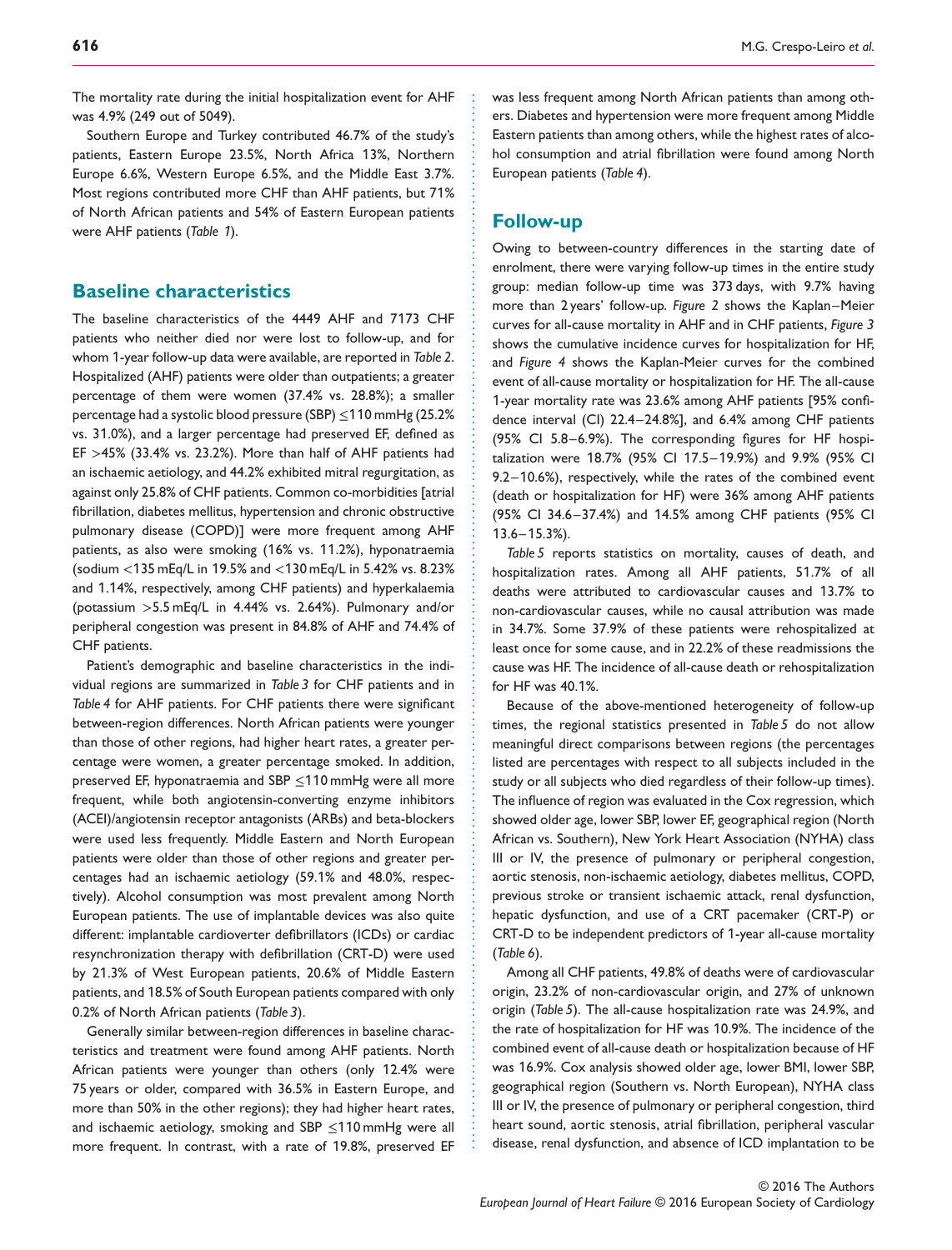The mortality rate during the initial hospitalization event for AHF was 4.9% (249 out of 5049).

Southern Europe and Turkey contributed 46.7% of the study's patients, Eastern Europe 23.5%, North Africa 13%, Northern Europe 6.6%, Western Europe 6.5%, and the Middle East 3.7%. Most regions contributed more CHF than AHF patients, but 71% of North African patients and 54% of Eastern European patients were AHF patients (*Table 1*).

## Baseline characteristics

The baseline characteristics of the 4449 AHF and 7173 CHF patients who neither died nor were lost to follow-up, and for whom 1-year follow-up data were available, are reported in *Table 2*. Hospitalized (AHF) patients were older than outpatients; a greater percentage of them were women (37.4% vs. 28.8%); a smaller percentage had a systolic blood pressure (SBP) ≤110 mmHg (25.2% vs. 31.0%), and a larger percentage had preserved EF, defined as EF >45% (33.4% vs. 23.2%). More than half of AHF patients had an ischaemic aetiology, and 44.2% exhibited mitral regurgitation, as against only 25.8% of CHF patients. Common co-morbidities [atrial fibrillation, diabetes mellitus, hypertension and chronic obstructive pulmonary disease (COPD)] were more frequent among AHF patients, as also were smoking (16% vs. 11.2%), hyponatraemia (sodium <135 mEq/L in 19.5% and <130 mEq/L in 5.42% vs. 8.23% and 1.14%, respectively, among CHF patients) and hyperkalaemia (potassium >5.5 mEq/L in 4.44% vs. 2.64%). Pulmonary and/or peripheral congestion was present in 84.8% of AHF and 74.4% of CHF patients.

Patient's demographic and baseline characteristics in the individual regions are summarized in *Table 3* for CHF patients and in *Table 4* for AHF patients. For CHF patients there were significant between-region differences. North African patients were younger than those of other regions, had higher heart rates, a greater percentage were women, a greater percentage smoked. In addition, preserved EF, hyponatraemia and SBP ≤110 mmHg were all more frequent, while both angiotensin-converting enzyme inhibitors (ACEI)/angiotensin receptor antagonists (ARBs) and beta-blockers were used less frequently. Middle Eastern and North European patients were older than those of other regions and greater percentages had an ischaemic aetiology (59.1% and 48.0%, respectively). Alcohol consumption was most prevalent among North European patients. The use of implantable devices was also quite different: implantable cardioverter defibrillators (ICDs) or cardiac resynchronization therapy with defibrillation (CRT-D) were used by 21.3% of West European patients, 20.6% of Middle Eastern patients, and 18.5% of South European patients compared with only 0.2% of North African patients (*Table 3*).

Generally similar between-region differences in baseline characteristics and treatment were found among AHF patients. North African patients were younger than others (only 12.4% were 75 years or older, compared with 36.5% in Eastern Europe, and more than 50% in the other regions); they had higher heart rates, and ischaemic aetiology, smoking and SBP ≤110 mmHg were all more frequent. In contrast, with a rate of 19.8%, preserved EF was less frequent among North African patients than among others. Diabetes and hypertension were more frequent among Middle Eastern patients than among others, while the highest rates of alcohol consumption and atrial fibrillation were found among North European patients (*Table 4*).

## Follow-up

Owing to between-country differences in the starting date of enrolment, there were varying follow-up times in the entire study group: median follow-up time was 373 days, with 9.7% having more than 2 years' follow-up. *Figure 2* shows the Kaplan–Meier curves for all-cause mortality in AHF and in CHF patients, *Figure 3* shows the cumulative incidence curves for hospitalization for HF, and *Figure 4* shows the Kaplan-Meier curves for the combined event of all-cause mortality or hospitalization for HF. The all-cause 1-year mortality rate was 23.6% among AHF patients [95% confidence interval (CI) 22.4–24.8%], and 6.4% among CHF patients (95% CI 5.8–6.9%). The corresponding figures for HF hospitalization were 18.7% (95% CI 17.5–19.9%) and 9.9% (95% CI 9.2–10.6%), respectively, while the rates of the combined event (death or hospitalization for HF) were 36% among AHF patients (95% CI 34.6–37.4%) and 14.5% among CHF patients (95% CI 13.6–15.3%).

*Table 5* reports statistics on mortality, causes of death, and hospitalization rates. Among all AHF patients, 51.7% of all deaths were attributed to cardiovascular causes and 13.7% to non-cardiovascular causes, while no causal attribution was made in 34.7%. Some 37.9% of these patients were rehospitalized at least once for some cause, and in 22.2% of these readmissions the cause was HF. The incidence of all-cause death or rehospitalization for HF was 40.1%.

Because of the above-mentioned heterogeneity of follow-up times, the regional statistics presented in *Table 5* do not allow meaningful direct comparisons between regions (the percentages listed are percentages with respect to all subjects included in the study or all subjects who died regardless of their follow-up times). The influence of region was evaluated in the Cox regression, which showed older age, lower SBP, lower EF, geographical region (North African vs. Southern), New York Heart Association (NYHA) class III or IV, the presence of pulmonary or peripheral congestion, aortic stenosis, non-ischaemic aetiology, diabetes mellitus, COPD, previous stroke or transient ischaemic attack, renal dysfunction, hepatic dysfunction, and use of a CRT pacemaker (CRT-P) or CRT-D to be independent predictors of 1-year all-cause mortality (*Table 6*).

Among all CHF patients, 49.8% of deaths were of cardiovascular origin, 23.2% of non-cardiovascular origin, and 27% of unknown origin (*Table 5*). The all-cause hospitalization rate was 24.9%, and the rate of hospitalization for HF was 10.9%. The incidence of the combined event of all-cause death or hospitalization because of HF was 16.9%. Cox analysis showed older age, lower BMI, lower SBP, geographical region (Southern vs. North European), NYHA class III or IV, the presence of pulmonary or peripheral congestion, third heart sound, aortic stenosis, atrial fibrillation, peripheral vascular disease, renal dysfunction, and absence of ICD implantation to be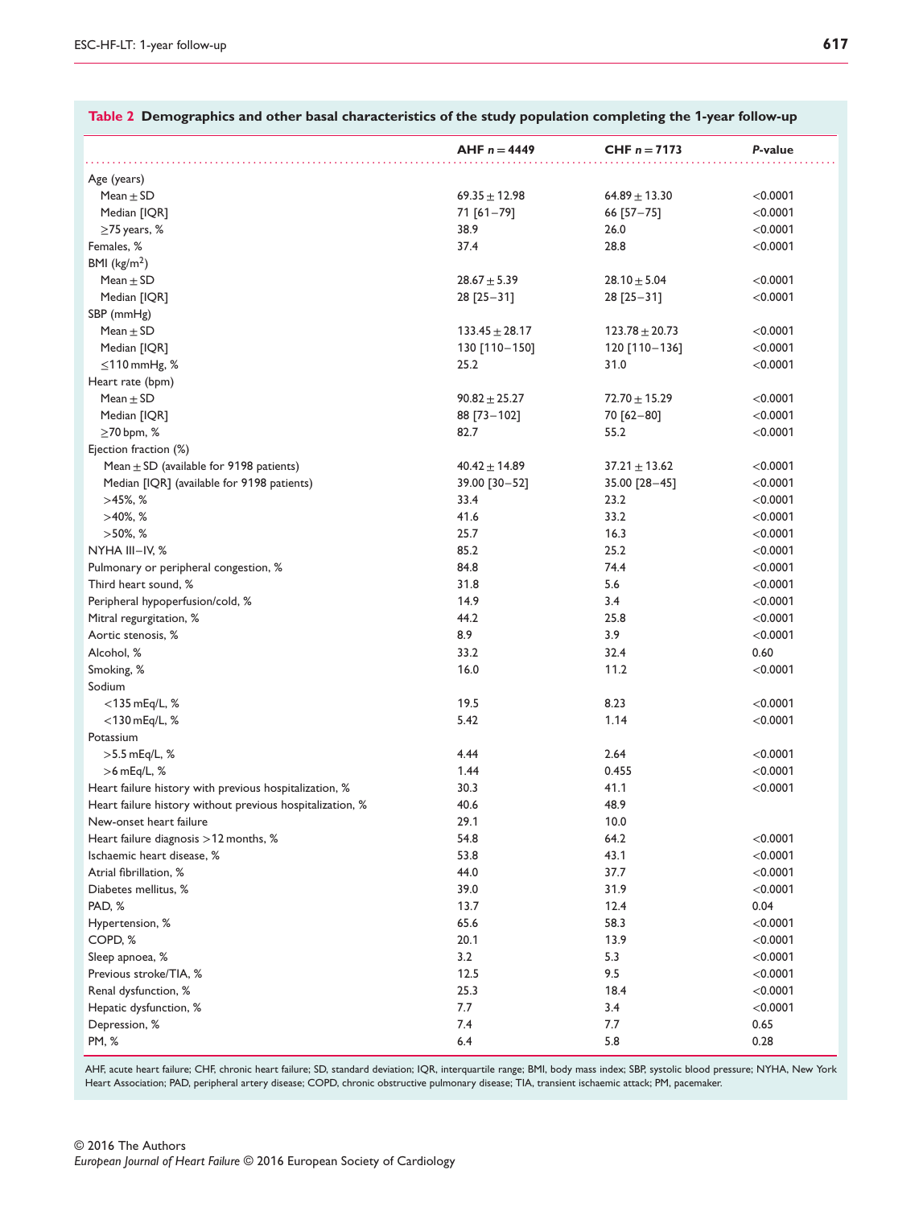**Table 2 Demographics and other basal characteristics of the study population completing the 1-year follow-up**

| | AHF *n* = 4449 | CHF *n* = 7173 | *P*-value |
|---|---|---|---|
| Age (years) | | | |
| Mean ± SD | 69.35 ± 12.98 | 64.89 ± 13.30 | <0.0001 |
| Median [IQR] | 71 [61–79] | 66 [57–75] | <0.0001 |
| ≥75 years, % | 38.9 | 26.0 | <0.0001 |
| Females, % | 37.4 | 28.8 | <0.0001 |
| BMI (kg/m$^2$) | | | |
| Mean ± SD | 28.67 ± 5.39 | 28.10 ± 5.04 | <0.0001 |
| Median [IQR] | 28 [25–31] | 28 [25–31] | <0.0001 |
| SBP (mmHg) | | | |
| Mean ± SD | 133.45 ± 28.17 | 123.78 ± 20.73 | <0.0001 |
| Median [IQR] | 130 [110–150] | 120 [110–136] | <0.0001 |
| ≤110 mmHg, % | 25.2 | 31.0 | <0.0001 |
| Heart rate (bpm) | | | |
| Mean ± SD | 90.82 ± 25.27 | 72.70 ± 15.29 | <0.0001 |
| Median [IQR] | 88 [73–102] | 70 [62–80] | <0.0001 |
| ≥70 bpm, % | 82.7 | 55.2 | <0.0001 |
| Ejection fraction (%) | | | |
| Mean ± SD (available for 9198 patients) | 40.42 ± 14.89 | 37.21 ± 13.62 | <0.0001 |
| Median [IQR] (available for 9198 patients) | 39.00 [30–52] | 35.00 [28–45] | <0.0001 |
| >45%, % | 33.4 | 23.2 | <0.0001 |
| >40%, % | 41.6 | 33.2 | <0.0001 |
| >50%, % | 25.7 | 16.3 | <0.0001 |
| NYHA III–IV, % | 85.2 | 25.2 | <0.0001 |
| Pulmonary or peripheral congestion, % | 84.8 | 74.4 | <0.0001 |
| Third heart sound, % | 31.8 | 5.6 | <0.0001 |
| Peripheral hypoperfusion/cold, % | 14.9 | 3.4 | <0.0001 |
| Mitral regurgitation, % | 44.2 | 25.8 | <0.0001 |
| Aortic stenosis, % | 8.9 | 3.9 | <0.0001 |
| Alcohol, % | 33.2 | 32.4 | 0.60 |
| Smoking, % | 16.0 | 11.2 | <0.0001 |
| Sodium | | | |
| <135 mEq/L, % | 19.5 | 8.23 | <0.0001 |
| <130 mEq/L, % | 5.42 | 1.14 | <0.0001 |
| Potassium | | | |
| >5.5 mEq/L, % | 4.44 | 2.64 | <0.0001 |
| >6 mEq/L, % | 1.44 | 0.455 | <0.0001 |
| Heart failure history with previous hospitalization, % | 30.3 | 41.1 | <0.0001 |
| Heart failure history without previous hospitalization, % | 40.6 | 48.9 | |
| New-onset heart failure | 29.1 | 10.0 | |
| Heart failure diagnosis >12 months, % | 54.8 | 64.2 | <0.0001 |
| Ischaemic heart disease, % | 53.8 | 43.1 | <0.0001 |
| Atrial fibrillation, % | 44.0 | 37.7 | <0.0001 |
| Diabetes mellitus, % | 39.0 | 31.9 | <0.0001 |
| PAD, % | 13.7 | 12.4 | 0.04 |
| Hypertension, % | 65.6 | 58.3 | <0.0001 |
| COPD, % | 20.1 | 13.9 | <0.0001 |
| Sleep apnoea, % | 3.2 | 5.3 | <0.0001 |
| Previous stroke/TIA, % | 12.5 | 9.5 | <0.0001 |
| Renal dysfunction, % | 25.3 | 18.4 | <0.0001 |
| Hepatic dysfunction, % | 7.7 | 3.4 | <0.0001 |
| Depression, % | 7.4 | 7.7 | 0.65 |
| PM, % | 6.4 | 5.8 | 0.28 |

AHF, acute heart failure; CHF, chronic heart failure; SD, standard deviation; IQR, interquartile range; BMI, body mass index; SBP, systolic blood pressure; NYHA, New York Heart Association; PAD, peripheral artery disease; COPD, chronic obstructive pulmonary disease; TIA, transient ischaemic attack; PM, pacemaker.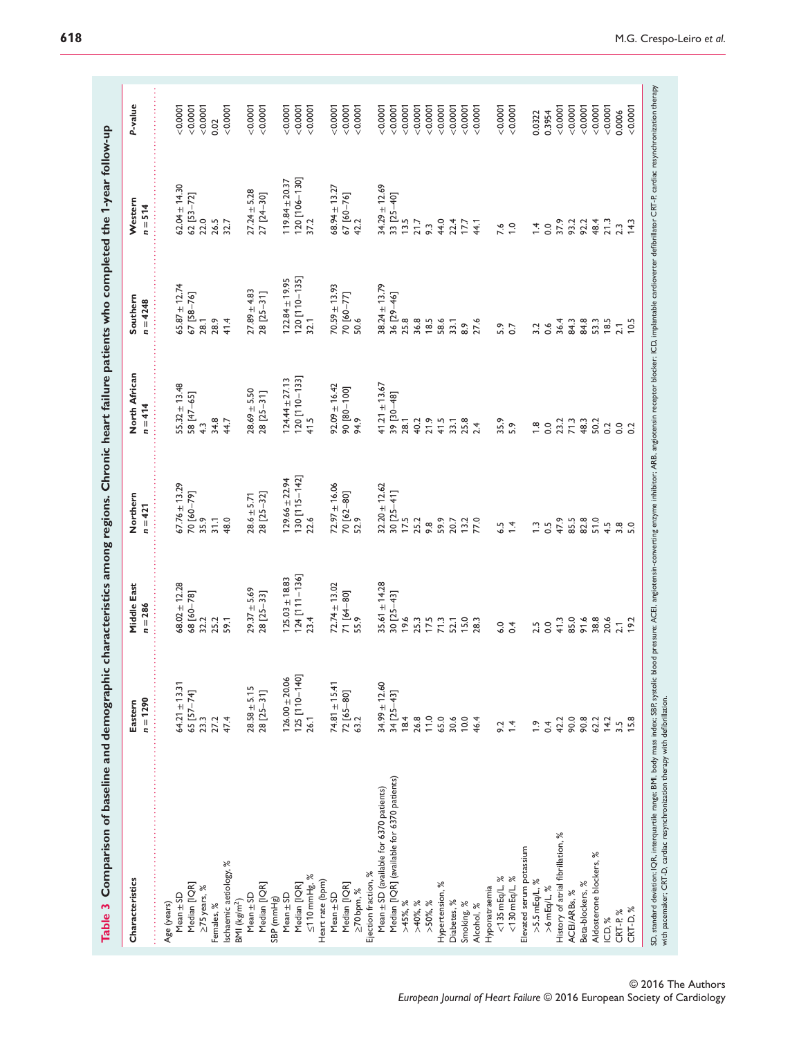**Table 3 Comparison of baseline and demographic characteristics among regions. Chronic heart failure patients who completed the 1-year follow-up**

| Characteristics | Eastern n = 1290 | Middle East n = 286 | Northern n = 421 | North African n = 414 | Southern n = 4248 | Western n = 514 | P-value |
|---|---|---|---|---|---|---|---|
| Age (years) | | | | | | | |
| Mean ± SD | 64.21 ± 13.31 | 68.02 ± 12.28 | 67.76 ± 13.29 | 55.32 ± 13.48 | 65.87 ± 12.74 | 62.04 ± 14.30 | <0.0001 |
| Median [IQR] | 65 [57–74] | 68 [60–78] | 70 [60–79] | 58 [47–65] | 67 [58–76] | 62 [53–72] | <0.0001 |
| ≥75 years, % | 23.3 | 32.2 | 35.9 | 4.3 | 28.1 | 22.0 | <0.0001 |
| Females, % | 27.2 | 25.2 | 31.1 | 34.8 | 28.9 | 26.5 | 0.02 |
| Ischaemic aetiology, % | 47.4 | 59.1 | 48.0 | 44.7 | 41.4 | 32.7 | <0.0001 |
| BMI (kg/m$^2$) | | | | | | | |
| Mean ± SD | 28.58 ± 5.15 | 29.37 ± 5.69 | 28.6 ± 5.71 | 28.69 ± 5.50 | 27.89 ± 4.83 | 27.24 ± 5.28 | <0.0001 |
| Median [IQR] | 28 [25–31] | 28 [25–33] | 28 [25–32] | 28 [25–31] | 28 [25–31] | 27 [24–30] | <0.0001 |
| SBP (mmHg) | | | | | | | |
| Mean ± SD | 126.00 ± 20.06 | 125.03 ± 18.83 | 129.66 ± 22.94 | 124.44 ± 27.13 | 122.84 ± 19.95 | 119.84 ± 20.37 | <0.0001 |
| Median [IQR] | 125 [110–140] | 124 [111–136] | 130 [115–142] | 120 [110–133] | 120 [110–135] | 120 [106–130] | <0.0001 |
| ≤110 mmHg, % | 26.1 | 23.4 | 22.6 | 41.5 | 32.1 | 37.2 | <0.0001 |
| Heart rate (bpm) | | | | | | | |
| Mean ± SD | 74.81 ± 15.41 | 72.74 ± 13.02 | 72.97 ± 16.06 | 92.09 ± 16.42 | 70.59 ± 13.93 | 68.94 ± 13.27 | <0.0001 |
| Median [IQR] | 72 [65–80] | 71 [64–80] | 70 [62–80] | 90 [80–100] | 70 [60–77] | 67 [60–76] | <0.0001 |
| ≥70 bpm, % | 63.2 | 55.9 | 52.9 | 94.9 | 50.6 | 42.2 | <0.0001 |
| Ejection fraction, % | | | | | | | |
| Mean ± SD (available for 6370 patients) | 34.99 ± 12.60 | 35.61 ± 14.28 | 32.20 ± 12.62 | 41.21 ± 13.67 | 38.24 ± 13.79 | 34.29 ± 12.69 | <0.0001 |
| Median [IQR] (available for 6370 patients) | 34 [25–43] | 30 [25–43] | 30 [25–41] | 39 [30–48] | 36 [29–46] | 33 [25–40] | <0.0001 |
| >45%, % | 18.4 | 19.6 | 17.5 | 28.1 | 25.8 | 13.5 | <0.0001 |
| >40%, % | 26.8 | 25.3 | 25.2 | 40.2 | 36.8 | 21.7 | <0.0001 |
| >50%, % | 11.0 | 17.5 | 9.8 | 21.9 | 18.5 | 9.3 | <0.0001 |
| Hypertension, % | 65.0 | 71.3 | 59.9 | 41.5 | 58.6 | 44.0 | <0.0001 |
| Diabetes, % | 30.6 | 52.1 | 20.7 | 33.1 | 33.1 | 22.4 | <0.0001 |
| Smoking, % | 10.0 | 15.0 | 13.2 | 25.8 | 8.9 | 17.7 | <0.0001 |
| Alcohol, % | 46.4 | 28.3 | 77.0 | 2.4 | 27.6 | 44.1 | <0.0001 |
| Hyponatraemia | | | | | | | |
| <135 mEq/L, % | 9.2 | 6.0 | 6.5 | 35.9 | 5.9 | 7.6 | <0.0001 |
| <130 mEq/L, % | 1.4 | 0.4 | 1.4 | 5.9 | 0.7 | 1.0 | <0.0001 |
| Elevated serum potassium | | | | | | | |
| >5.5 mEq/L, % | 1.9 | 2.5 | 1.3 | 1.8 | 3.2 | 1.4 | 0.0322 |
| >6 mEq/L, % | 0.4 | 0.0 | 0.5 | 0.0 | 0.6 | 0.0 | 0.3954 |
| History of atrial fibrillation, % | 42.2 | 41.3 | 47.9 | 23.2 | 36.4 | 37.9 | <0.0001 |
| ACEI/ARBs, % | 90.0 | 85.0 | 85.5 | 71.3 | 84.3 | 93.2 | <0.0001 |
| Beta-blockers, % | 90.8 | 91.6 | 82.8 | 48.3 | 84.8 | 92.2 | <0.0001 |
| Aldosterone blockers, % | 62.2 | 38.8 | 51.0 | 50.2 | 53.3 | 48.4 | <0.0001 |
| ICD, % | 14.2 | 20.6 | 4.5 | 0.2 | 18.5 | 21.3 | <0.0001 |
| CRT-P, % | 3.5 | 2.1 | 3.8 | 0.0 | 2.1 | 2.3 | 0.0006 |
| CRT-D, % | 15.8 | 19.2 | 5.0 | 0.2 | 10.5 | 14.3 | <0.0001 |

SD, standard deviation; IQR, interquartile range; BMI, body mass index; SBP, systolic blood pressure; ACEI, angiotensin-converting enzyme inhibitor; ARB, angiotensin receptor blocker; ICD, implantable cardioverter defibrillator CRT-P, cardiac resynchronization therapy with pacemaker; CRT-D, cardiac resynchronization therapy with defibrillation.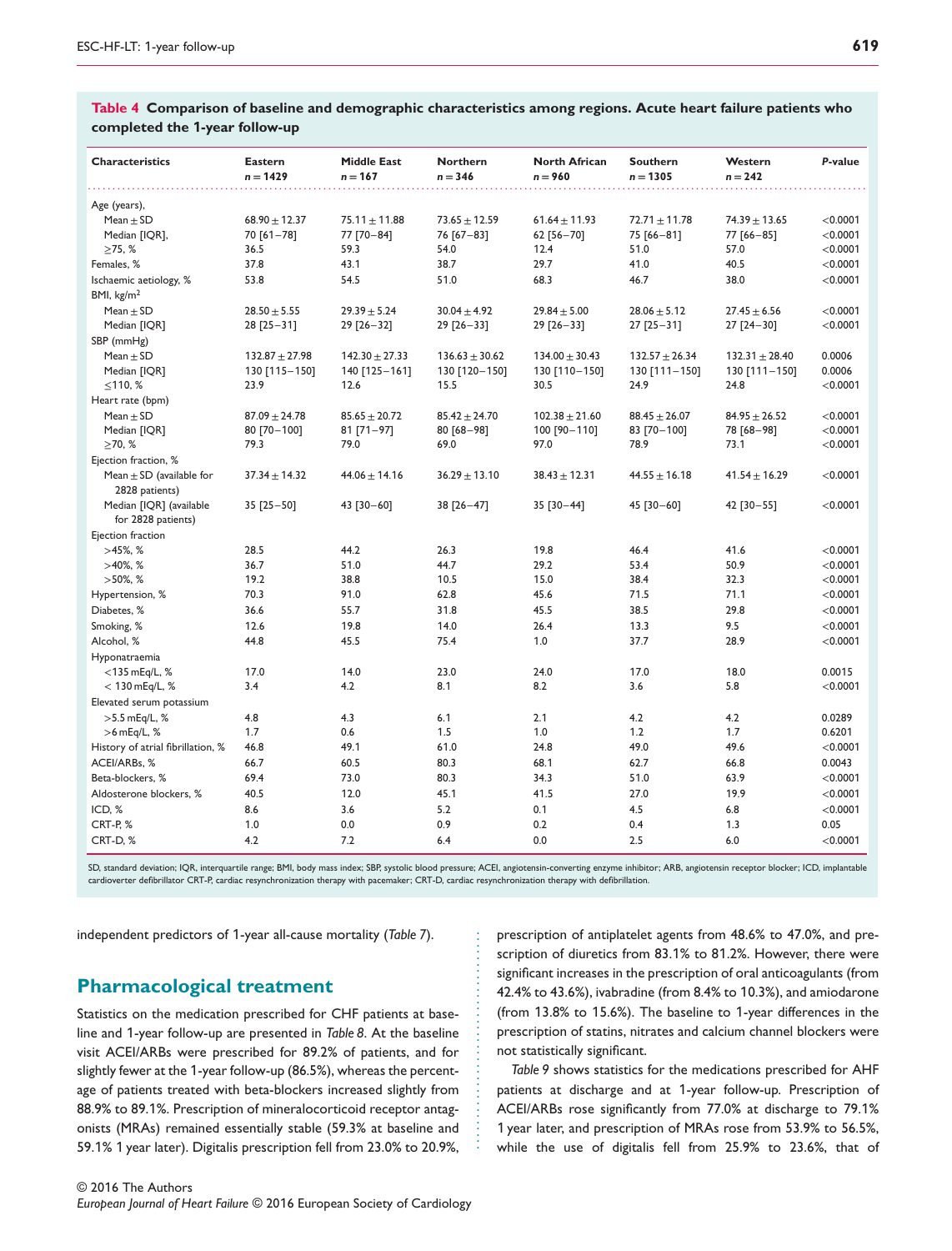**Table 4 Comparison of baseline and demographic characteristics among regions. Acute heart failure patients who completed the 1-year follow-up**

| Characteristics | Eastern n = 1429 | Middle East n = 167 | Northern n = 346 | North African n = 960 | Southern n = 1305 | Western n = 242 | P-value |
|---|---|---|---|---|---|---|---|
| Age (years), | | | | | | | |
| Mean ± SD | 68.90 ± 12.37 | 75.11 ± 11.88 | 73.65 ± 12.59 | 61.64 ± 11.93 | 72.71 ± 11.78 | 74.39 ± 13.65 | <0.0001 |
| Median [IQR], | 70 [61–78] | 77 [70–84] | 76 [67–83] | 62 [56–70] | 75 [66–81] | 77 [66–85] | <0.0001 |
| ≥75, % | 36.5 | 59.3 | 54.0 | 12.4 | 51.0 | 57.0 | <0.0001 |
| Females, % | 37.8 | 43.1 | 38.7 | 29.7 | 41.0 | 40.5 | <0.0001 |
| Ischaemic aetiology, % | 53.8 | 54.5 | 51.0 | 68.3 | 46.7 | 38.0 | <0.0001 |
| BMI, kg/m$^2$ | | | | | | | |
| Mean ± SD | 28.50 ± 5.55 | 29.39 ± 5.24 | 30.04 ± 4.92 | 29.84 ± 5.00 | 28.06 ± 5.12 | 27.45 ± 6.56 | <0.0001 |
| Median [IQR] | 28 [25–31] | 29 [26–32] | 29 [26–33] | 29 [26–33] | 27 [25–31] | 27 [24–30] | <0.0001 |
| SBP (mmHg) | | | | | | | |
| Mean ± SD | 132.87 ± 27.98 | 142.30 ± 27.33 | 136.63 ± 30.62 | 134.00 ± 30.43 | 132.57 ± 26.34 | 132.31 ± 28.40 | 0.0006 |
| Median [IQR] | 130 [115–150] | 140 [125–161] | 130 [120–150] | 130 [110–150] | 130 [111–150] | 130 [111–150] | 0.0006 |
| ≤110, % | 23.9 | 12.6 | 15.5 | 30.5 | 24.9 | 24.8 | <0.0001 |
| Heart rate (bpm) | | | | | | | |
| Mean ± SD | 87.09 ± 24.78 | 85.65 ± 20.72 | 85.42 ± 24.70 | 102.38 ± 21.60 | 88.45 ± 26.07 | 84.95 ± 26.52 | <0.0001 |
| Median [IQR] | 80 [70–100] | 81 [71–97] | 80 [68–98] | 100 [90–110] | 83 [70–100] | 78 [68–98] | <0.0001 |
| ≥70, % | 79.3 | 79.0 | 69.0 | 97.0 | 78.9 | 73.1 | <0.0001 |
| Ejection fraction, % | | | | | | | |
| Mean ± SD (available for 2828 patients) | 37.34 ± 14.32 | 44.06 ± 14.16 | 36.29 ± 13.10 | 38.43 ± 12.31 | 44.55 ± 16.18 | 41.54 ± 16.29 | <0.0001 |
| Median [IQR] (available for 2828 patients) | 35 [25–50] | 43 [30–60] | 38 [26–47] | 35 [30–44] | 45 [30–60] | 42 [30–55] | <0.0001 |
| Ejection fraction | | | | | | | |
| >45%, % | 28.5 | 44.2 | 26.3 | 19.8 | 46.4 | 41.6 | <0.0001 |
| >40%, % | 36.7 | 51.0 | 44.7 | 29.2 | 53.4 | 50.9 | <0.0001 |
| >50%, % | 19.2 | 38.8 | 10.5 | 15.0 | 38.4 | 32.3 | <0.0001 |
| Hypertension, % | 70.3 | 91.0 | 62.8 | 45.6 | 71.5 | 71.1 | <0.0001 |
| Diabetes, % | 36.6 | 55.7 | 31.8 | 45.5 | 38.5 | 29.8 | <0.0001 |
| Smoking, % | 12.6 | 19.8 | 14.0 | 26.4 | 13.3 | 9.5 | <0.0001 |
| Alcohol, % | 44.8 | 45.5 | 75.4 | 1.0 | 37.7 | 28.9 | <0.0001 |
| Hyponatraemia | | | | | | | |
| <135 mEq/L, % | 17.0 | 14.0 | 23.0 | 24.0 | 17.0 | 18.0 | 0.0015 |
| < 130 mEq/L, % | 3.4 | 4.2 | 8.1 | 8.2 | 3.6 | 5.8 | <0.0001 |
| Elevated serum potassium | | | | | | | |
| >5.5 mEq/L, % | 4.8 | 4.3 | 6.1 | 2.1 | 4.2 | 4.2 | 0.0289 |
| >6 mEq/L, % | 1.7 | 0.6 | 1.5 | 1.0 | 1.2 | 1.7 | 0.6201 |
| History of atrial fibrillation, % | 46.8 | 49.1 | 61.0 | 24.8 | 49.0 | 49.6 | <0.0001 |
| ACEI/ARBs, % | 66.7 | 60.5 | 80.3 | 68.1 | 62.7 | 66.8 | 0.0043 |
| Beta-blockers, % | 69.4 | 73.0 | 80.3 | 34.3 | 51.0 | 63.9 | <0.0001 |
| Aldosterone blockers, % | 40.5 | 12.0 | 45.1 | 41.5 | 27.0 | 19.9 | <0.0001 |
| ICD, % | 8.6 | 3.6 | 5.2 | 0.1 | 4.5 | 6.8 | <0.0001 |
| CRT-P, % | 1.0 | 0.0 | 0.9 | 0.2 | 0.4 | 1.3 | 0.05 |
| CRT-D, % | 4.2 | 7.2 | 6.4 | 0.0 | 2.5 | 6.0 | <0.0001 |

SD, standard deviation; IQR, interquartile range; BMI, body mass index; SBP, systolic blood pressure; ACEI, angiotensin-converting enzyme inhibitor; ARB, angiotensin receptor blocker; ICD, implantable cardioverter defibrillator CRT-P, cardiac resynchronization therapy with pacemaker; CRT-D, cardiac resynchronization therapy with defibrillation.

independent predictors of 1-year all-cause mortality (*Table 7*).

## Pharmacological treatment

Statistics on the medication prescribed for CHF patients at baseline and 1-year follow-up are presented in *Table 8*. At the baseline visit ACEI/ARBs were prescribed for 89.2% of patients, and for slightly fewer at the 1-year follow-up (86.5%), whereas the percentage of patients treated with beta-blockers increased slightly from 88.9% to 89.1%. Prescription of mineralocorticoid receptor antagonists (MRAs) remained essentially stable (59.3% at baseline and 59.1% 1 year later). Digitalis prescription fell from 23.0% to 20.9%, prescription of antiplatelet agents from 48.6% to 47.0%, and prescription of diuretics from 83.1% to 81.2%. However, there were significant increases in the prescription of oral anticoagulants (from 42.4% to 43.6%), ivabradine (from 8.4% to 10.3%), and amiodarone (from 13.8% to 15.6%). The baseline to 1-year differences in the prescription of statins, nitrates and calcium channel blockers were not statistically significant.

*Table 9* shows statistics for the medications prescribed for AHF patients at discharge and at 1-year follow-up. Prescription of ACEI/ARBs rose significantly from 77.0% at discharge to 79.1% 1 year later, and prescription of MRAs rose from 53.9% to 56.5%, while the use of digitalis fell from 25.9% to 23.6%, that of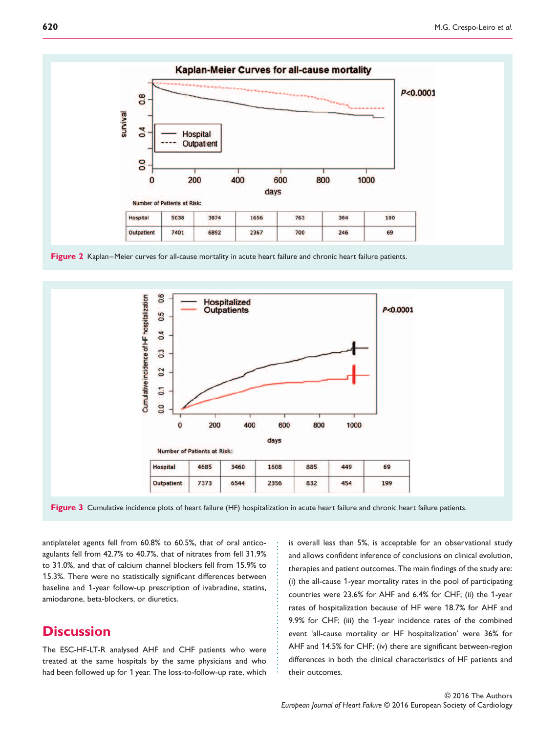Kaplan-Meier Curves for all-cause mortality

survival

0.0
0.4
0.8

Hospital
Outpatient

P<0.0001

0
200
400
600
800
1000

days

Number of Patients at Risk:

Hospital 5038 3874 1656 763 384 100

Outpatient 7401 6892 2367 700 246 69

**Figure 2** Kaplan–Meier curves for all-cause mortality in acute heart failure and chronic heart failure patients.

Cumulative incidence of HF hospitalization

0.0
0.1
0.2
0.3
0.4
0.5
0.6

Hospitalized
Outpatients

P<0.0001

0
200
400
600
800
1000

days

Number of Patients at Risk:

Hospital 4685 3460 1608 885 449 69

Outpatient 7373 6544 2356 832 454 199

**Figure 3** Cumulative incidence plots of heart failure (HF) hospitalization in acute heart failure and chronic heart failure patients.

antiplatelet agents fell from 60.8% to 60.5%, that of oral anticoagulants fell from 42.7% to 40.7%, that of nitrates from fell 31.9% to 31.0%, and that of calcium channel blockers fell from 15.9% to 15.3%. There were no statistically significant differences between baseline and 1-year follow-up prescription of ivabradine, statins, amiodarone, beta-blockers, or diuretics.

## Discussion

The ESC-HF-LT-R analysed AHF and CHF patients who were treated at the same hospitals by the same physicians and who had been followed up for 1 year. The loss-to-follow-up rate, which is overall less than 5%, is acceptable for an observational study and allows confident inference of conclusions on clinical evolution, therapies and patient outcomes. The main findings of the study are: (i) the all-cause 1-year mortality rates in the pool of participating countries were 23.6% for AHF and 6.4% for CHF; (ii) the 1-year rates of hospitalization because of HF were 18.7% for AHF and 9.9% for CHF; (iii) the 1-year incidence rates of the combined event 'all-cause mortality or HF hospitalization' were 36% for AHF and 14.5% for CHF; (iv) there are significant between-region differences in both the clinical characteristics of HF patients and their outcomes.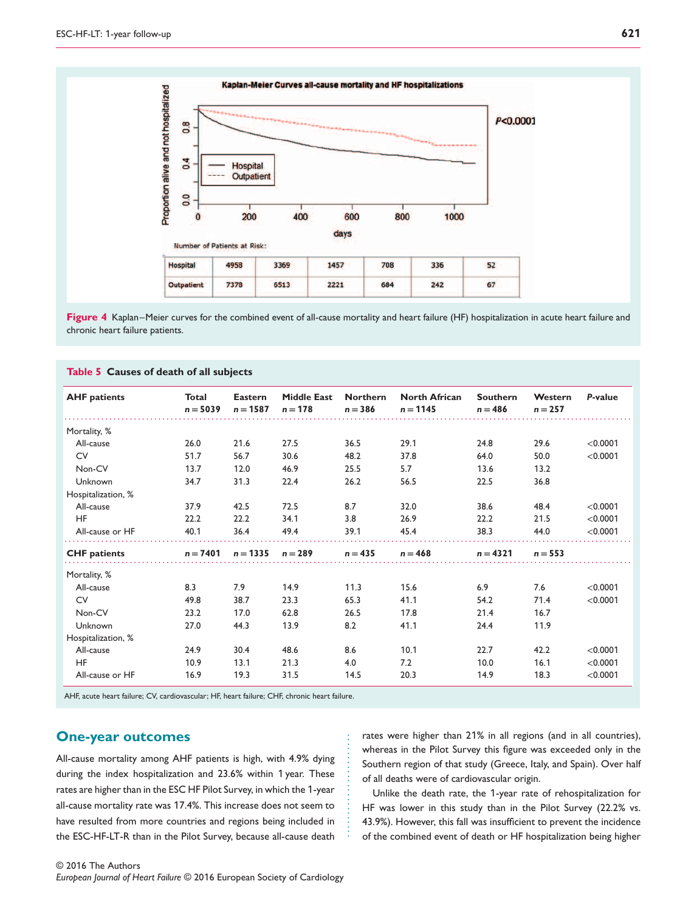Kaplan-Meier Curves all-cause mortality and HF hospitalizations

Proportion alive and not hospitalized

0.0
0.4
0.8

0
200
400
600
800
1000

days

Hospital
Outpatient

P<0.0001

Number of Patients at Risk:

| | | | | | | |
|---|---|---|---|---|---|---|
| Hospital | 4958 | 3369 | 1457 | 708 | 336 | 52 |
| Outpatient | 7378 | 6513 | 2221 | 684 | 242 | 67 |

**Figure 4** Kaplan–Meier curves for the combined event of all-cause mortality and heart failure (HF) hospitalization in acute heart failure and chronic heart failure patients.

**Table 5 Causes of death of all subjects**

| **AHF patients** | **Total** $n = 5039$ | **Eastern** $n = 1587$ | **Middle East** $n = 178$ | **Northern** $n = 386$ | **North African** $n = 1145$ | **Southern** $n = 486$ | **Western** $n = 257$ | ***P*-value** |
|---|---|---|---|---|---|---|---|---|
| Mortality, % | | | | | | | | |
| All-cause | 26.0 | 21.6 | 27.5 | 36.5 | 29.1 | 24.8 | 29.6 | <0.0001 |
| CV | 51.7 | 56.7 | 30.6 | 48.2 | 37.8 | 64.0 | 50.0 | <0.0001 |
| Non-CV | 13.7 | 12.0 | 46.9 | 25.5 | 5.7 | 13.6 | 13.2 | |
| Unknown | 34.7 | 31.3 | 22.4 | 26.2 | 56.5 | 22.5 | 36.8 | |
| Hospitalization, % | | | | | | | | |
| All-cause | 37.9 | 42.5 | 72.5 | 8.7 | 32.0 | 38.6 | 48.4 | <0.0001 |
| HF | 22.2 | 22.2 | 34.1 | 3.8 | 26.9 | 22.2 | 21.5 | <0.0001 |
| All-cause or HF | 40.1 | 36.4 | 49.4 | 39.1 | 45.4 | 38.3 | 44.0 | <0.0001 |
| **CHF patients** | $n = 7401$ | $n = 1335$ | $n = 289$ | $n = 435$ | $n = 468$ | $n = 4321$ | $n = 553$ | |
| Mortality, % | | | | | | | | |
| All-cause | 8.3 | 7.9 | 14.9 | 11.3 | 15.6 | 6.9 | 7.6 | <0.0001 |
| CV | 49.8 | 38.7 | 23.3 | 65.3 | 41.1 | 54.2 | 71.4 | <0.0001 |
| Non-CV | 23.2 | 17.0 | 62.8 | 26.5 | 17.8 | 21.4 | 16.7 | |
| Unknown | 27.0 | 44.3 | 13.9 | 8.2 | 41.1 | 24.4 | 11.9 | |
| Hospitalization, % | | | | | | | | |
| All-cause | 24.9 | 30.4 | 48.6 | 8.6 | 10.1 | 22.7 | 42.2 | <0.0001 |
| HF | 10.9 | 13.1 | 21.3 | 4.0 | 7.2 | 10.0 | 16.1 | <0.0001 |
| All-cause or HF | 16.9 | 19.3 | 31.5 | 14.5 | 20.3 | 14.9 | 18.3 | <0.0001 |

AHF, acute heart failure; CV, cardiovascular; HF, heart failure; CHF, chronic heart failure.

## One-year outcomes

All-cause mortality among AHF patients is high, with 4.9% dying during the index hospitalization and 23.6% within 1 year. These rates are higher than in the ESC HF Pilot Survey, in which the 1-year all-cause mortality rate was 17.4%. This increase does not seem to have resulted from more countries and regions being included in the ESC-HF-LT-R than in the Pilot Survey, because all-cause death rates were higher than 21% in all regions (and in all countries), whereas in the Pilot Survey this figure was exceeded only in the Southern region of that study (Greece, Italy, and Spain). Over half of all deaths were of cardiovascular origin.

Unlike the death rate, the 1-year rate of rehospitalization for HF was lower in this study than in the Pilot Survey (22.2% vs. 43.9%). However, this fall was insufficient to prevent the incidence of the combined event of death or HF hospitalization being higher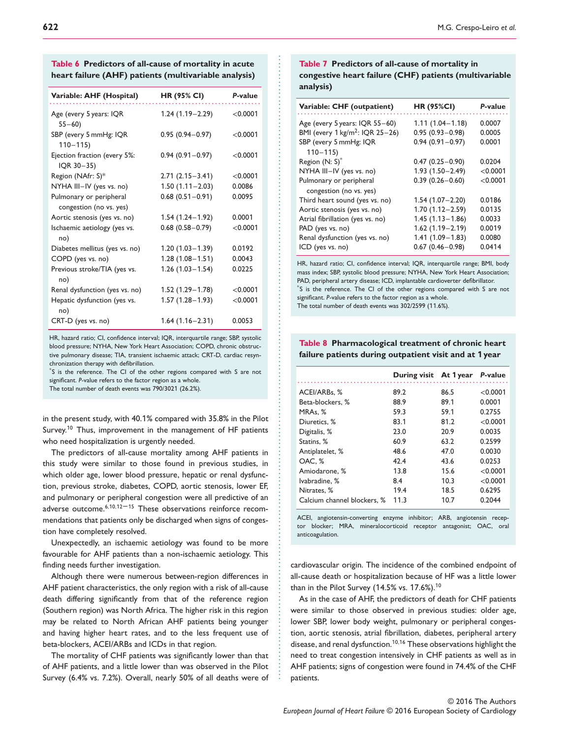**Table 6 Predictors of all-cause of mortality in acute heart failure (AHF) patients (multivariable analysis)**

| Variable: AHF (Hospital) | HR (95% CI) | P-value |
|---|---|---|
| Age (every 5 years: IQR 55–60) | 1.24 (1.19–2.29) | <0.0001 |
| SBP (every 5 mmHg: IQR 110–115) | 0.95 (0.94–0.97) | <0.0001 |
| Ejection fraction (every 5%: IQR 30–35) | 0.94 (0.91–0.97) | <0.0001 |
| Region (NAfr: S)* | 2.71 (2.15–3.41) | <0.0001 |
| NYHA III–IV (yes vs. no) | 1.50 (1.11–2.03) | 0.0086 |
| Pulmonary or peripheral congestion (no vs. yes) | 0.68 (0.51–0.91) | 0.0095 |
| Aortic stenosis (yes vs. no) | 1.54 (1.24–1.92) | 0.0001 |
| Ischaemic aetiology (yes vs. no) | 0.68 (0.58–0.79) | <0.0001 |
| Diabetes mellitus (yes vs. no) | 1.20 (1.03–1.39) | 0.0192 |
| COPD (yes vs. no) | 1.28 (1.08–1.51) | 0.0043 |
| Previous stroke/TIA (yes vs. no) | 1.26 (1.03–1.54) | 0.0225 |
| Renal dysfunction (yes vs. no) | 1.52 (1.29–1.78) | <0.0001 |
| Hepatic dysfunction (yes vs. no) | 1.57 (1.28–1.93) | <0.0001 |
| CRT-D (yes vs. no) | 1.64 (1.16–2.31) | 0.0053 |

HR, hazard ratio; CI, confidence interval; IQR, interquartile range; SBP, systolic blood pressure; NYHA, New York Heart Association; COPD, chronic obstructive pulmonary disease; TIA, transient ischaemic attack; CRT-D, cardiac resynchronization therapy with defibrillation.
*S is the reference. The CI of the other regions compared with S are not significant. P-value refers to the factor region as a whole.
The total number of death events was 790/3021 (26.2%).

in the present study, with 40.1% compared with 35.8% in the Pilot Survey.[10] Thus, improvement in the management of HF patients who need hospitalization is urgently needed.

The predictors of all-cause mortality among AHF patients in this study were similar to those found in previous studies, in which older age, lower blood pressure, hepatic or renal dysfunction, previous stroke, diabetes, COPD, aortic stenosis, lower EF, and pulmonary or peripheral congestion were all predictive of an adverse outcome.[6,10,12–15] These observations reinforce recommendations that patients only be discharged when signs of congestion have completely resolved.

Unexpectedly, an ischaemic aetiology was found to be more favourable for AHF patients than a non-ischaemic aetiology. This finding needs further investigation.

Although there were numerous between-region differences in AHF patient characteristics, the only region with a risk of all-cause death differing significantly from that of the reference region (Southern region) was North Africa. The higher risk in this region may be related to North African AHF patients being younger and having higher heart rates, and to the less frequent use of beta-blockers, ACEI/ARBs and ICDs in that region.

The mortality of CHF patients was significantly lower than that of AHF patients, and a little lower than was observed in the Pilot Survey (6.4% vs. 7.2%). Overall, nearly 50% of all deaths were of cardiovascular origin. The incidence of the combined endpoint of all-cause death or hospitalization because of HF was a little lower than in the Pilot Survey (14.5% vs. 17.6%).[10]

**Table 7 Predictors of all-cause of mortality in congestive heart failure (CHF) patients (multivariable analysis)**

| Variable: CHF (outpatient) | HR (95%CI) | P-value |
|---|---|---|
| Age (every 5 years: IQR 55–60) | 1.11 (1.04–1.18) | 0.0007 |
| BMI (every 1 kg/m$^2$: IQR 25–26) | 0.95 (0.93–0.98) | 0.0005 |
| SBP (every 5 mmHg: IQR 110–115) | 0.94 (0.91–0.97) | 0.0001 |
| Region (N: S)* | 0.47 (0.25–0.90) | 0.0204 |
| NYHA III–IV (yes vs. no) | 1.93 (1.50–2.49) | <0.0001 |
| Pulmonary or peripheral congestion (no vs. yes) | 0.39 (0.26–0.60) | <0.0001 |
| Third heart sound (yes vs. no) | 1.54 (1.07–2.20) | 0.0186 |
| Aortic stenosis (yes vs. no) | 1.70 (1.12–2.59) | 0.0135 |
| Atrial fibrillation (yes vs. no) | 1.45 (1.13–1.86) | 0.0033 |
| PAD (yes vs. no) | 1.62 (1.19–2.19) | 0.0019 |
| Renal dysfunction (yes vs. no) | 1.41 (1.09–1.83) | 0.0080 |
| ICD (yes vs. no) | 0.67 (0.46–0.98) | 0.0414 |

HR, hazard ratio; CI, confidence interval; IQR, interquartile range; BMI, body mass index; SBP, systolic blood pressure; NYHA, New York Heart Association; PAD, peripheral artery disease; ICD, implantable cardioverter defibrillator.
*S is the reference. The CI of the other regions compared with S are not significant. P-value refers to the factor region as a whole.
The total number of death events was 302/2599 (11.6%).

**Table 8 Pharmacological treatment of chronic heart failure patients during outpatient visit and at 1 year**

| | During visit | At 1 year | P-value |
|---|---|---|---|
| ACEI/ARBs, % | 89.2 | 86.5 | <0.0001 |
| Beta-blockers, % | 88.9 | 89.1 | 0.0001 |
| MRAs, % | 59.3 | 59.1 | 0.2755 |
| Diuretics, % | 83.1 | 81.2 | <0.0001 |
| Digitalis, % | 23.0 | 20.9 | 0.0035 |
| Statins, % | 60.9 | 63.2 | 0.2599 |
| Antiplatelet, % | 48.6 | 47.0 | 0.0030 |
| OAC, % | 42.4 | 43.6 | 0.0253 |
| Amiodarone, % | 13.8 | 15.6 | <0.0001 |
| Ivabradine, % | 8.4 | 10.3 | <0.0001 |
| Nitrates, % | 19.4 | 18.5 | 0.6295 |
| Calcium channel blockers, % | 11.3 | 10.7 | 0.2044 |

ACEI, angiotensin-converting enzyme inhibitor; ARB, angiotensin receptor blocker; MRA, mineralocorticoid receptor antagonist; OAC, oral anticoagulation.

As in the case of AHF, the predictors of death for CHF patients were similar to those observed in previous studies: older age, lower SBP, lower body weight, pulmonary or peripheral congestion, aortic stenosis, atrial fibrillation, diabetes, peripheral artery disease, and renal dysfunction.[10,16] These observations highlight the need to treat congestion intensively in CHF patients as well as in AHF patients; signs of congestion were found in 74.4% of the CHF patients.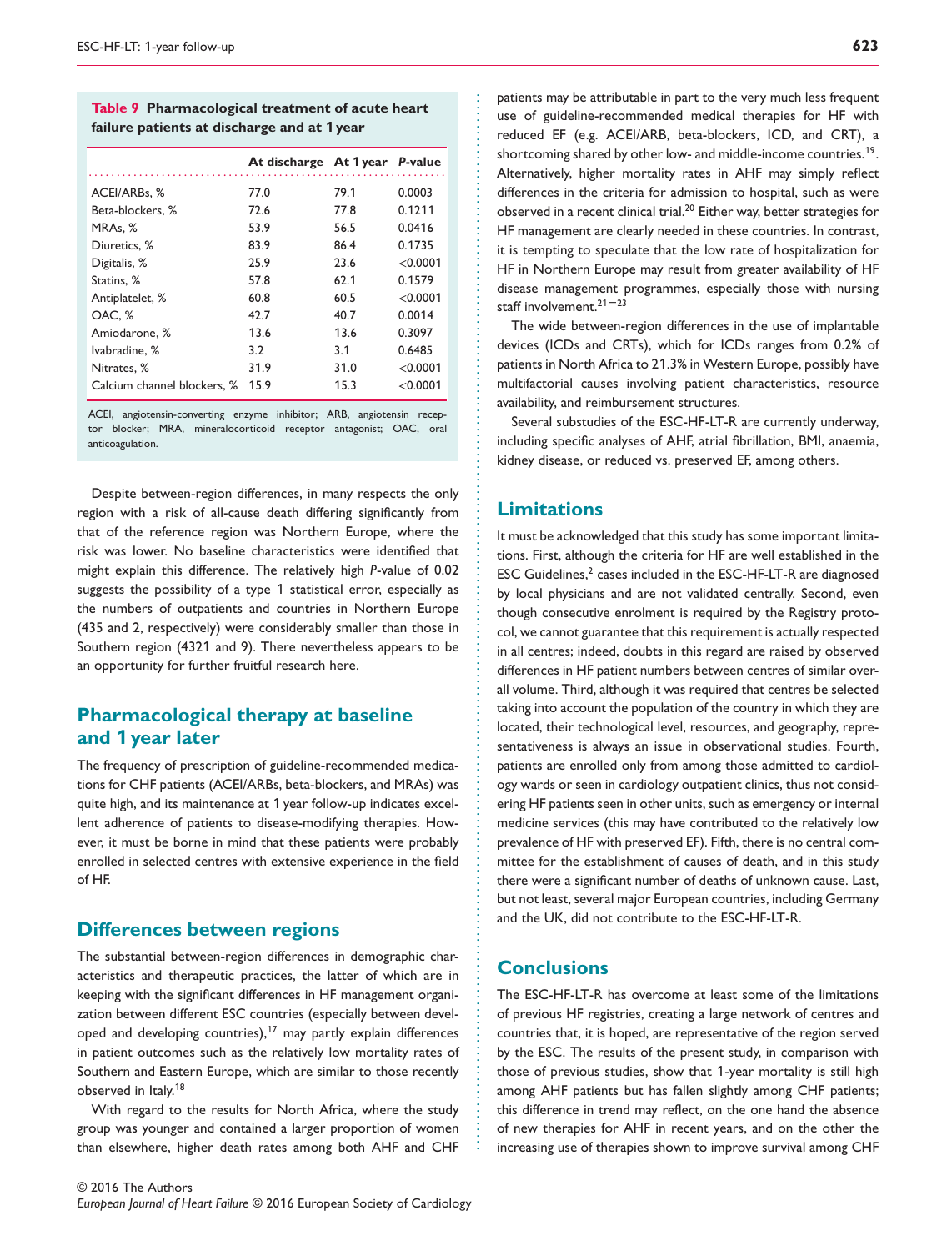**Table 9 Pharmacological treatment of acute heart failure patients at discharge and at 1 year**

| | At discharge | At 1 year | *P*-value |
|---|---|---|---|
| ACEI/ARBs, % | 77.0 | 79.1 | 0.0003 |
| Beta-blockers, % | 72.6 | 77.8 | 0.1211 |
| MRAs, % | 53.9 | 56.5 | 0.0416 |
| Diuretics, % | 83.9 | 86.4 | 0.1735 |
| Digitalis, % | 25.9 | 23.6 | <0.0001 |
| Statins, % | 57.8 | 62.1 | 0.1579 |
| Antiplatelet, % | 60.8 | 60.5 | <0.0001 |
| OAC, % | 42.7 | 40.7 | 0.0014 |
| Amiodarone, % | 13.6 | 13.6 | 0.3097 |
| Ivabradine, % | 3.2 | 3.1 | 0.6485 |
| Nitrates, % | 31.9 | 31.0 | <0.0001 |
| Calcium channel blockers, % | 15.9 | 15.3 | <0.0001 |

ACEI, angiotensin-converting enzyme inhibitor; ARB, angiotensin receptor blocker; MRA, mineralocorticoid receptor antagonist; OAC, oral anticoagulation.

Despite between-region differences, in many respects the only region with a risk of all-cause death differing significantly from that of the reference region was Northern Europe, where the risk was lower. No baseline characteristics were identified that might explain this difference. The relatively high *P*-value of 0.02 suggests the possibility of a type 1 statistical error, especially as the numbers of outpatients and countries in Northern Europe (435 and 2, respectively) were considerably smaller than those in Southern region (4321 and 9). There nevertheless appears to be an opportunity for further fruitful research here.

## Pharmacological therapy at baseline and 1 year later

The frequency of prescription of guideline-recommended medications for CHF patients (ACEI/ARBs, beta-blockers, and MRAs) was quite high, and its maintenance at 1 year follow-up indicates excellent adherence of patients to disease-modifying therapies. However, it must be borne in mind that these patients were probably enrolled in selected centres with extensive experience in the field of HF.

## Differences between regions

The substantial between-region differences in demographic characteristics and therapeutic practices, the latter of which are in keeping with the significant differences in HF management organization between different ESC countries (especially between developed and developing countries),[17] may partly explain differences in patient outcomes such as the relatively low mortality rates of Southern and Eastern Europe, which are similar to those recently observed in Italy.[18]

With regard to the results for North Africa, where the study group was younger and contained a larger proportion of women than elsewhere, higher death rates among both AHF and CHF patients may be attributable in part to the very much less frequent use of guideline-recommended medical therapies for HF with reduced EF (e.g. ACEI/ARB, beta-blockers, ICD, and CRT), a shortcoming shared by other low- and middle-income countries.[19]. Alternatively, higher mortality rates in AHF may simply reflect differences in the criteria for admission to hospital, such as were observed in a recent clinical trial.[20] Either way, better strategies for HF management are clearly needed in these countries. In contrast, it is tempting to speculate that the low rate of hospitalization for HF in Northern Europe may result from greater availability of HF disease management programmes, especially those with nursing staff involvement.[21–23]

The wide between-region differences in the use of implantable devices (ICDs and CRTs), which for ICDs ranges from 0.2% of patients in North Africa to 21.3% in Western Europe, possibly have multifactorial causes involving patient characteristics, resource availability, and reimbursement structures.

Several substudies of the ESC-HF-LT-R are currently underway, including specific analyses of AHF, atrial fibrillation, BMI, anaemia, kidney disease, or reduced vs. preserved EF, among others.

## Limitations

It must be acknowledged that this study has some important limitations. First, although the criteria for HF are well established in the ESC Guidelines,[2] cases included in the ESC-HF-LT-R are diagnosed by local physicians and are not validated centrally. Second, even though consecutive enrolment is required by the Registry protocol, we cannot guarantee that this requirement is actually respected in all centres; indeed, doubts in this regard are raised by observed differences in HF patient numbers between centres of similar overall volume. Third, although it was required that centres be selected taking into account the population of the country in which they are located, their technological level, resources, and geography, representativeness is always an issue in observational studies. Fourth, patients are enrolled only from among those admitted to cardiology wards or seen in cardiology outpatient clinics, thus not considering HF patients seen in other units, such as emergency or internal medicine services (this may have contributed to the relatively low prevalence of HF with preserved EF). Fifth, there is no central committee for the establishment of causes of death, and in this study there were a significant number of deaths of unknown cause. Last, but not least, several major European countries, including Germany and the UK, did not contribute to the ESC-HF-LT-R.

## Conclusions

The ESC-HF-LT-R has overcome at least some of the limitations of previous HF registries, creating a large network of centres and countries that, it is hoped, are representative of the region served by the ESC. The results of the present study, in comparison with those of previous studies, show that 1-year mortality is still high among AHF patients but has fallen slightly among CHF patients; this difference in trend may reflect, on the one hand the absence of new therapies for AHF in recent years, and on the other the increasing use of therapies shown to improve survival among CHF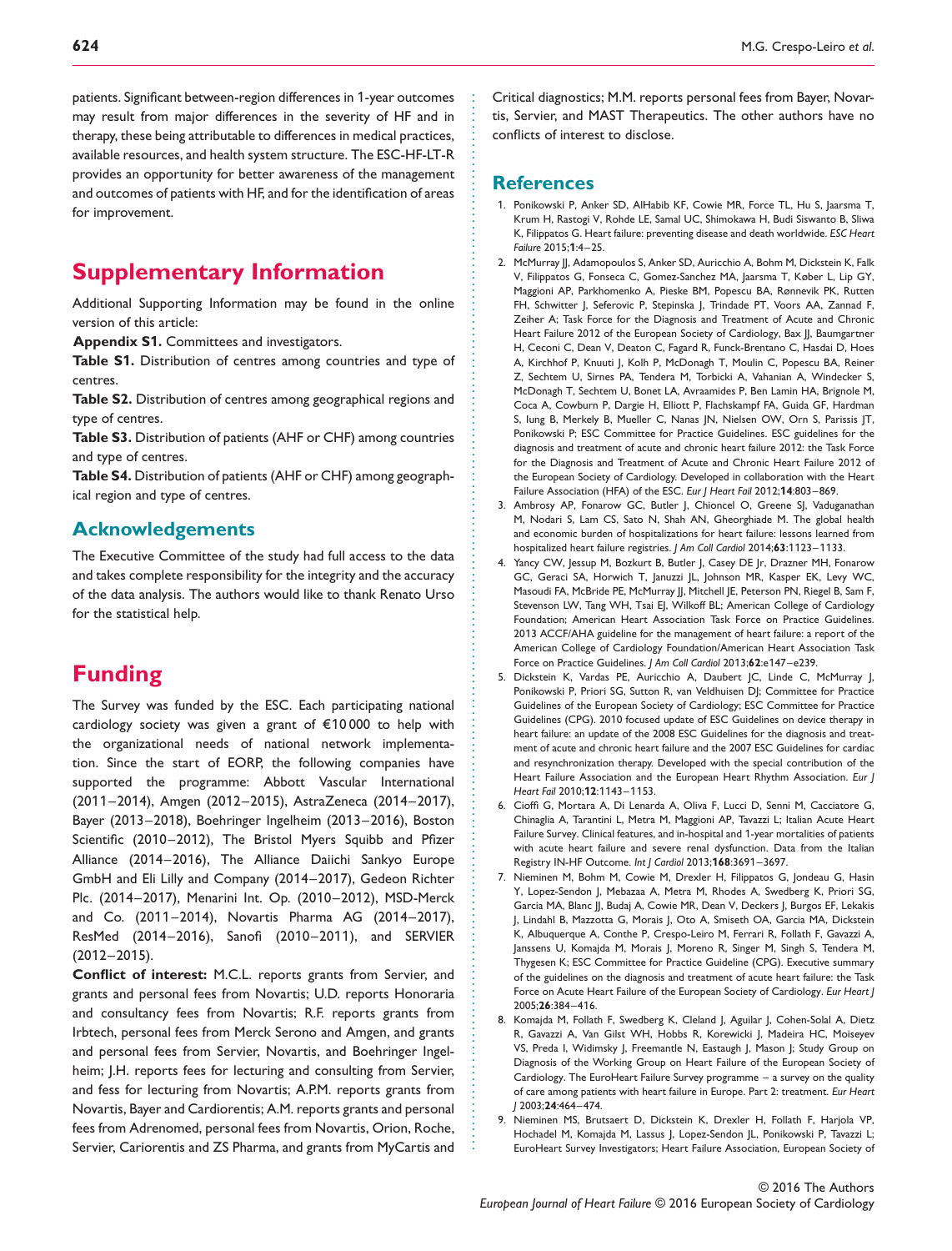patients. Significant between-region differences in 1-year outcomes may result from major differences in the severity of HF and in therapy, these being attributable to differences in medical practices, available resources, and health system structure. The ESC-HF-LT-R provides an opportunity for better awareness of the management and outcomes of patients with HF, and for the identification of areas for improvement.

# Supplementary Information

Additional Supporting Information may be found in the online version of this article:

**Appendix S1.** Committees and investigators.

**Table S1.** Distribution of centres among countries and type of centres.

**Table S2.** Distribution of centres among geographical regions and type of centres.

**Table S3.** Distribution of patients (AHF or CHF) among countries and type of centres.

**Table S4.** Distribution of patients (AHF or CHF) among geographical region and type of centres.

## Acknowledgements

The Executive Committee of the study had full access to the data and takes complete responsibility for the integrity and the accuracy of the data analysis. The authors would like to thank Renato Urso for the statistical help.

# Funding

The Survey was funded by the ESC. Each participating national cardiology society was given a grant of €10 000 to help with the organizational needs of national network implementation. Since the start of EORP, the following companies have supported the programme: Abbott Vascular International (2011–2014), Amgen (2012–2015), AstraZeneca (2014–2017), Bayer (2013–2018), Boehringer Ingelheim (2013–2016), Boston Scientific (2010–2012), The Bristol Myers Squibb and Pfizer Alliance (2014–2016), The Alliance Daiichi Sankyo Europe GmbH and Eli Lilly and Company (2014–2017), Gedeon Richter Plc. (2014–2017), Menarini Int. Op. (2010–2012), MSD-Merck and Co. (2011–2014), Novartis Pharma AG (2014–2017), ResMed (2014–2016), Sanofi (2010–2011), and SERVIER (2012–2015).

**Conflict of interest:** M.C.L. reports grants from Servier, and grants and personal fees from Novartis; U.D. reports Honoraria and consultancy fees from Novartis; R.F. reports grants from Irbtech, personal fees from Merck Serono and Amgen, and grants and personal fees from Servier, Novartis, and Boehringer Ingelheim; J.H. reports fees for lecturing and consulting from Servier, and fess for lecturing from Novartis; A.P.M. reports grants from Novartis, Bayer and Cardiorentis; A.M. reports grants and personal fees from Adrenomed, personal fees from Novartis, Orion, Roche, Servier, Cariorentis and ZS Pharma, and grants from MyCartis and Critical diagnostics; M.M. reports personal fees from Bayer, Novartis, Servier, and MAST Therapeutics. The other authors have no conflicts of interest to disclose.

# References

1. Ponikowski P, Anker SD, AlHabib KF, Cowie MR, Force TL, Hu S, Jaarsma T, Krum H, Rastogi V, Rohde LE, Samal UC, Shimokawa H, Budi Siswanto B, Sliwa K, Filippatos G. Heart failure: preventing disease and death worldwide. *ESC Heart Failure* 2015;**1**:4–25.
2. McMurray JJ, Adamopoulos S, Anker SD, Auricchio A, Bohm M, Dickstein K, Falk V, Filippatos G, Fonseca C, Gomez-Sanchez MA, Jaarsma T, Køber L, Lip GY, Maggioni AP, Parkhomenko A, Pieske BM, Popescu BA, Rønnevik PK, Rutten FH, Schwitter J, Seferovic P, Stepinska J, Trindade PT, Voors AA, Zannad F, Zeiher A; Task Force for the Diagnosis and Treatment of Acute and Chronic Heart Failure 2012 of the European Society of Cardiology, Bax JJ, Baumgartner H, Ceconi C, Dean V, Deaton C, Fagard R, Funck-Brentano C, Hasdai D, Hoes A, Kirchhof P, Knuuti J, Kolh P, McDonagh T, Moulin C, Popescu BA, Reiner Z, Sechtem U, Sirnes PA, Tendera M, Torbicki A, Vahanian A, Windecker S, McDonagh T, Sechtem U, Bonet LA, Avraamides P, Ben Lamin HA, Brignole M, Coca A, Cowburn P, Dargie H, Elliott P, Flachskampf FA, Guida GF, Hardman S, Iung B, Merkely B, Mueller C, Nanas JN, Nielsen OW, Orn S, Parissis JT, Ponikowski P; ESC Committee for Practice Guidelines. ESC guidelines for the diagnosis and treatment of acute and chronic heart failure 2012: the Task Force for the Diagnosis and Treatment of Acute and Chronic Heart Failure 2012 of the European Society of Cardiology. Developed in collaboration with the Heart Failure Association (HFA) of the ESC. *Eur J Heart Fail* 2012;**14**:803–869.
3. Ambrosy AP, Fonarow GC, Butler J, Chioncel O, Greene SJ, Vaduganathan M, Nodari S, Lam CS, Sato N, Shah AN, Gheorghiade M. The global health and economic burden of hospitalizations for heart failure: lessons learned from hospitalized heart failure registries. *J Am Coll Cardiol* 2014;**63**:1123–1133.
4. Yancy CW, Jessup M, Bozkurt B, Butler J, Casey DE Jr, Drazner MH, Fonarow GC, Geraci SA, Horwich T, Januzzi JL, Johnson MR, Kasper EK, Levy WC, Masoudi FA, McBride PE, McMurray JJ, Mitchell JE, Peterson PN, Riegel B, Sam F, Stevenson LW, Tang WH, Tsai EJ, Wilkoff BL; American College of Cardiology Foundation; American Heart Association Task Force on Practice Guidelines. 2013 ACCF/AHA guideline for the management of heart failure: a report of the American College of Cardiology Foundation/American Heart Association Task Force on Practice Guidelines. *J Am Coll Cardiol* 2013;**62**:e147–e239.
5. Dickstein K, Vardas PE, Auricchio A, Daubert JC, Linde C, McMurray J, Ponikowski P, Priori SG, Sutton R, van Veldhuisen DJ; Committee for Practice Guidelines of the European Society of Cardiology; ESC Committee for Practice Guidelines (CPG). 2010 focused update of ESC Guidelines on device therapy in heart failure: an update of the 2008 ESC Guidelines for the diagnosis and treatment of acute and chronic heart failure and the 2007 ESC Guidelines for cardiac and resynchronization therapy. Developed with the special contribution of the Heart Failure Association and the European Heart Rhythm Association. *Eur J Heart Fail* 2010;**12**:1143–1153.
6. Cioffi G, Mortara A, Di Lenarda A, Oliva F, Lucci D, Senni M, Cacciatore G, Chinaglia A, Tarantini L, Metra M, Maggioni AP, Tavazzi L; Italian Acute Heart Failure Survey. Clinical features, and in-hospital and 1-year mortalities of patients with acute heart failure and severe renal dysfunction. Data from the Italian Registry IN-HF Outcome. *Int J Cardiol* 2013;**168**:3691–3697.
7. Nieminen M, Bohm M, Cowie M, Drexler H, Filippatos G, Jondeau G, Hasin Y, Lopez-Sendon J, Mebazaa A, Metra M, Rhodes A, Swedberg K, Priori SG, Garcia MA, Blanc JJ, Budaj A, Cowie MR, Dean V, Deckers J, Burgos EF, Lekakis J, Lindahl B, Mazzotta G, Morais J, Oto A, Smiseth OA, Garcia MA, Dickstein K, Albuquerque A, Conthe P, Crespo-Leiro M, Ferrari R, Follath F, Gavazzi A, Janssens U, Komajda M, Morais J, Moreno R, Singer M, Singh S, Tendera M, Thygesen K; ESC Committee for Practice Guideline (CPG). Executive summary of the guidelines on the diagnosis and treatment of acute heart failure: the Task Force on Acute Heart Failure of the European Society of Cardiology. *Eur Heart J* 2005;**26**:384–416.
8. Komajda M, Follath F, Swedberg K, Cleland J, Aguilar J, Cohen-Solal A, Dietz R, Gavazzi A, Van Gilst WH, Hobbs R, Korewicki J, Madeira HC, Moiseyev VS, Preda I, Widimsky J, Freemantle N, Eastaugh J, Mason J; Study Group on Diagnosis of the Working Group on Heart Failure of the European Society of Cardiology. The EuroHeart Failure Survey programme – a survey on the quality of care among patients with heart failure in Europe. Part 2: treatment. *Eur Heart J* 2003;**24**:464–474.
9. Nieminen MS, Brutsaert D, Dickstein K, Drexler H, Follath F, Harjola VP, Hochadel M, Komajda M, Lassus J, Lopez-Sendon JL, Ponikowski P, Tavazzi L; EuroHeart Survey Investigators; Heart Failure Association, European Society of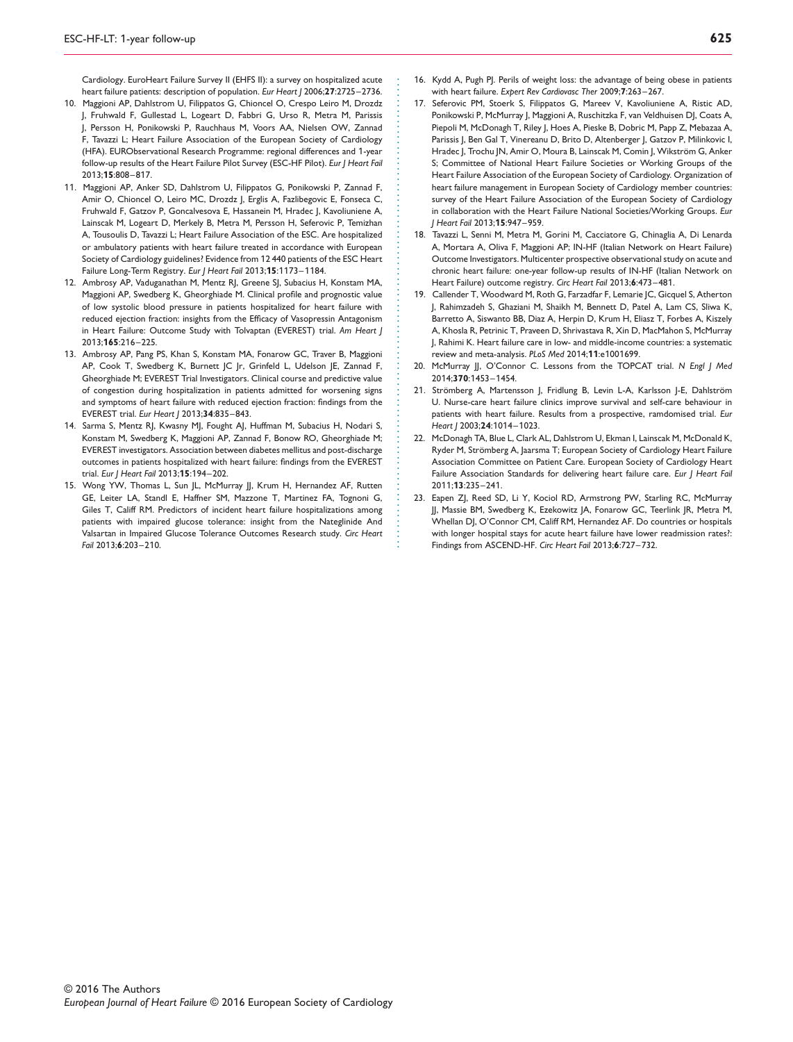Cardiology. EuroHeart Failure Survey II (EHFS II): a survey on hospitalized acute heart failure patients: description of population. *Eur Heart J* 2006;**27**:2725–2736.

10. Maggioni AP, Dahlstrom U, Filippatos G, Chioncel O, Crespo Leiro M, Drozdz J, Fruhwald F, Gullestad L, Logeart D, Fabbri G, Urso R, Metra M, Parissis J, Persson H, Ponikowski P, Rauchhaus M, Voors AA, Nielsen OW, Zannad F, Tavazzi L; Heart Failure Association of the European Society of Cardiology (HFA). EURObservational Research Programme: regional differences and 1-year follow-up results of the Heart Failure Pilot Survey (ESC-HF Pilot). *Eur J Heart Fail* 2013;**15**:808–817.
11. Maggioni AP, Anker SD, Dahlstrom U, Filippatos G, Ponikowski P, Zannad F, Amir O, Chioncel O, Leiro MC, Drozdz J, Erglis A, Fazlibegovic E, Fonseca C, Fruhwald F, Gatzov P, Goncalvesova E, Hassanein M, Hradec J, Kavoliuniene A, Lainscak M, Logeart D, Merkely B, Metra M, Persson H, Seferovic P, Temizhan A, Tousoulis D, Tavazzi L; Heart Failure Association of the ESC. Are hospitalized or ambulatory patients with heart failure treated in accordance with European Society of Cardiology guidelines? Evidence from 12 440 patients of the ESC Heart Failure Long-Term Registry. *Eur J Heart Fail* 2013;**15**:1173–1184.
12. Ambrosy AP, Vaduganathan M, Mentz RJ, Greene SJ, Subacius H, Konstam MA, Maggioni AP, Swedberg K, Gheorghiade M. Clinical profile and prognostic value of low systolic blood pressure in patients hospitalized for heart failure with reduced ejection fraction: insights from the Efficacy of Vasopressin Antagonism in Heart Failure: Outcome Study with Tolvaptan (EVEREST) trial. *Am Heart J* 2013;**165**:216–225.
13. Ambrosy AP, Pang PS, Khan S, Konstam MA, Fonarow GC, Traver B, Maggioni AP, Cook T, Swedberg K, Burnett JC Jr, Grinfeld L, Udelson JE, Zannad F, Gheorghiade M; EVEREST Trial Investigators. Clinical course and predictive value of congestion during hospitalization in patients admitted for worsening signs and symptoms of heart failure with reduced ejection fraction: findings from the EVEREST trial. *Eur Heart J* 2013;**34**:835–843.
14. Sarma S, Mentz RJ, Kwasny MJ, Fought AJ, Huffman M, Subacius H, Nodari S, Konstam M, Swedberg K, Maggioni AP, Zannad F, Bonow RO, Gheorghiade M; EVEREST investigators. Association between diabetes mellitus and post-discharge outcomes in patients hospitalized with heart failure: findings from the EVEREST trial. *Eur J Heart Fail* 2013;**15**:194–202.
15. Wong YW, Thomas L, Sun JL, McMurray JJ, Krum H, Hernandez AF, Rutten GE, Leiter LA, Standl E, Haffner SM, Mazzone T, Martinez FA, Tognoni G, Giles T, Califf RM. Predictors of incident heart failure hospitalizations among patients with impaired glucose tolerance: insight from the Nateglinide And Valsartan in Impaired Glucose Tolerance Outcomes Research study. *Circ Heart Fail* 2013;**6**:203–210.
16. Kydd A, Pugh PJ. Perils of weight loss: the advantage of being obese in patients with heart failure. *Expert Rev Cardiovasc Ther* 2009;**7**:263–267.
17. Seferovic PM, Stoerk S, Filippatos G, Mareev V, Kavoliuniene A, Ristic AD, Ponikowski P, McMurray J, Maggioni A, Ruschitzka F, van Veldhuisen DJ, Coats A, Piepoli M, McDonagh T, Riley J, Hoes A, Pieske B, Dobric M, Papp Z, Mebazaa A, Parissis J, Ben Gal T, Vinereanu D, Brito D, Altenberger J, Gatzov P, Milinkovic I, Hradec J, Trochu JN, Amir O, Moura B, Lainscak M, Comin J, Wikström G, Anker S; Committee of National Heart Failure Societies or Working Groups of the Heart Failure Association of the European Society of Cardiology. Organization of heart failure management in European Society of Cardiology member countries: survey of the Heart Failure Association of the European Society of Cardiology in collaboration with the Heart Failure National Societies/Working Groups. *Eur J Heart Fail* 2013;**15**:947–959.
18. Tavazzi L, Senni M, Metra M, Gorini M, Cacciatore G, Chinaglia A, Di Lenarda A, Mortara A, Oliva F, Maggioni AP; IN-HF (Italian Network on Heart Failure) Outcome Investigators. Multicenter prospective observational study on acute and chronic heart failure: one-year follow-up results of IN-HF (Italian Network on Heart Failure) outcome registry. *Circ Heart Fail* 2013;**6**:473–481.
19. Callender T, Woodward M, Roth G, Farzadfar F, Lemarie JC, Gicquel S, Atherton J, Rahimzadeh S, Ghaziani M, Shaikh M, Bennett D, Patel A, Lam CS, Sliwa K, Barretto A, Siswanto BB, Diaz A, Herpin D, Krum H, Eliasz T, Forbes A, Kiszely A, Khosla R, Petrinic T, Praveen D, Shrivastava R, Xin D, MacMahon S, McMurray J, Rahimi K. Heart failure care in low- and middle-income countries: a systematic review and meta-analysis. *PLoS Med* 2014;**11**:e1001699.
20. McMurray JJ, O'Connor C. Lessons from the TOPCAT trial. *N Engl J Med* 2014;**370**:1453–1454.
21. Strömberg A, Martensson J, Fridlung B, Levin L-A, Karlsson J-E, Dahlström U. Nurse-care heart failure clinics improve survival and self-care behaviour in patients with heart failure. Results from a prospective, ramdomised trial. *Eur Heart J* 2003;**24**:1014–1023.
22. McDonagh TA, Blue L, Clark AL, Dahlstrom U, Ekman I, Lainscak M, McDonald K, Ryder M, Strömberg A, Jaarsma T; European Society of Cardiology Heart Failure Association Committee on Patient Care. European Society of Cardiology Heart Failure Association Standards for delivering heart failure care. *Eur J Heart Fail* 2011;**13**:235–241.
23. Eapen ZJ, Reed SD, Li Y, Kociol RD, Armstrong PW, Starling RC, McMurray JJ, Massie BM, Swedberg K, Ezekowitz JA, Fonarow GC, Teerlink JR, Metra M, Whellan DJ, O'Connor CM, Califf RM, Hernandez AF. Do countries or hospitals with longer hospital stays for acute heart failure have lower readmission rates?: Findings from ASCEND-HF. *Circ Heart Fail* 2013;**6**:727–732.